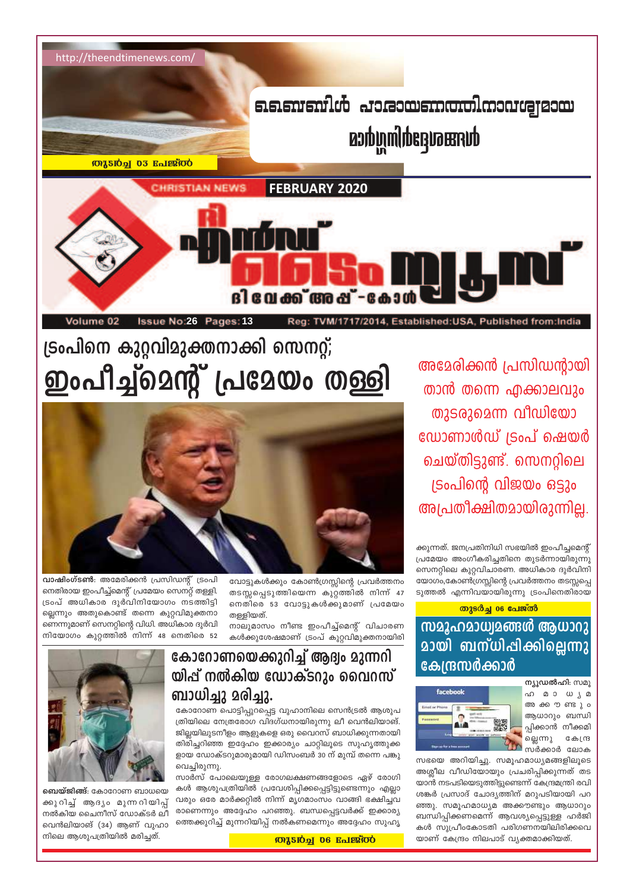http://theendtimenews.com/

# ബൈബിൾ പാരായണത്തിനാവശ്യമായ മാർഗ്ഗനിർദ്ദേശങ്ങൾ

തുടർച്ച 03 പേജിൽ

CHRISTIAN NEWS | FEBRUARY 2020

# ദി എൻഡ് ടൈം ന്യൂസ്

ദി വേക്ക് അപ് -കോൾ

Volume 02 | Issue No:26 | Pages:13 | Reg: TVM/1717/2014, Established:USA, Published from:India

# ട്രംപിനെ കുറ്റവിമുക്തനാക്കി സെനറ്റ്; ഇംപീച്ച്മെന്റ് പ്രമേയം തള്ളി

**അമേരിക്കൻ പ്രസിഡന്റായി താൻ തന്നെ എക്കാലവും തുടരുമെന്ന വീഡിയോ ഡോണാൾഡ് ട്രംപ് ഷെയർ ചെയ്തിട്ടുണ്ട്. സെനറ്റിലെ ട്രംപിന്റെ വിജയം ഒട്ടും അപ്രതീക്ഷിതമായിരുന്നില്ല.**

**വാഷിംഗ്ടൺ:** അമേരിക്കൻ പ്രസിഡന്റ് ട്രംപിനെതിരായ ഇംപീച്ച്മെന്റ് പ്രമേയം സെനറ്റ് തള്ളി. ട്രംപ് അധികാര ദുർവിനിയോഗം നടത്തിട്ടില്ലെന്നും അതുകൊണ്ട് തന്നെ കുറ്റവിമുക്തനാണെന്നുമാണ് സെനറ്റിന്റെ വിധി. അധികാര ദുർവിനിയോഗം കുറ്റത്തിൽ നിന്ന് 48 നെതിരെ 52 വോട്ടുകൾക്കും കോൺഗ്രസ്സിന്റെ പ്രവർത്തനം തടസ്സപ്പെടുത്തിയെന്ന കുറ്റത്തിൽ നിന്ന് 47 നെതിരെ 53 വോട്ടുകൾക്കുമാണ് പ്രമേയം തള്ളിയത്.

നാലുമാസം നീണ്ട ഇംപീച്ച്മെന്റ് വിചാരണകൾക്കുശേഷമാണ് ട്രംപ് കുറ്റവിമുക്തനായിരിക്കുന്നത്. ജനപ്രതിനിധി സഭയിൽ ഇംപീച്ചമെന്റ് പ്രമേയം അംഗീകരിച്ചതിനെ തുടർന്നായിരുന്നു സെനറ്റിലെ കുറ്റവിചാരണ. അധികാര ദുർവിനിയോഗം,കോൺഗ്രസ്സിന്റെ പ്രവർത്തനം തടസ്സപ്പെടുത്തൽ എന്നിവയായിരുന്നു ട്രംപിനെതിരായ

തുടർച്ച 06 പേജിൽ

## കോറോണയെക്കുറിച്ച് ആദ്യം മുന്നറിയിപ്പ് നൽകിയ ഡോക്ടറും വൈറസ് ബാധിച്ചു മരിച്ചു.

**ബെയ്ജിങ്:** കോറോണ ബാധയെക്കുറിച്ച് ആദ്യം മുന്നറിയിപ്പ് നൽകിയ ചൈനീസ് ഡോക്ടർ ലീ വെൻലിയാങ് (34) ആണ് വുഹാനിലെ ആശുപത്രിയിൽ മരിച്ചത്.

കോറോണ പൊട്ടിപ്പുറപ്പെട്ട വുഹാനിലെ സെൻട്രൽ ആശുപത്രിയിലെ നേത്രരോഗ വിദഗ്ധനായിരുന്നു ലീ വെൻലിയാങ്. ജില്ലയിലുടനീളം ആളുകളെ ഒരു വൈറസ് ബാധിക്കുന്നതായി തിരിച്ചറിഞ്ഞ ഇദ്ദേഹം ഇക്കാര്യം ചാറ്റിലൂടെ സുഹൃത്തുക്കളായ ഡോക്ടറുമാരുമായി ഡിസംബർ 30 ന് മുമ്പ് തന്നെ പങ്കുവെച്ചിരുന്നു.

സാർസ് പോലെയുള്ള രോഗലക്ഷണങ്ങളോടെ ഏഴ് രോഗികൾ ആശുപത്രിയിൽ പ്രവേശിപ്പിക്കപ്പെട്ടിട്ടുണ്ടെന്നും എല്ലാവരും ഒരേ മാർക്കറ്റിൽ നിന്ന് മൃഗമാംസം വാങ്ങി ഭക്ഷിച്ചവരാണെന്നും അദ്ദേഹം പറഞ്ഞു. ബന്ധപ്പെട്ടവർക്ക് ഇക്കാര്യത്തെക്കുറിച്ച് മുന്നറിയിപ്പ് നൽകണമെന്നും അദ്ദേഹം സുഹൃ

തുടർച്ച 06 പേജിൽ

## സമൂഹമാധ്യമങ്ങൾ ആധാറുമായി ബന്ധിപ്പിക്കില്ലെന്നു കേന്ദ്രസർക്കാർ

**ന്യൂഡൽഹി:** സമൂഹ മാധ്യമ അക്കൗണ്ടും ആധാറും ബന്ധിപ്പിക്കാൻ നീക്കമില്ലെന്നു കേന്ദ്രസർക്കാർ ലോകസഭയെ അറിയിച്ചു. സമൂഹമാധ്യമങ്ങളിലൂടെ അശ്ലീല വീഡിയോയും പ്രചരിപ്പിക്കുന്നത് തടയാൻ നടപടിയെടുത്തിട്ടുണ്ടെന്ന് കേന്ദ്രമന്ത്രി രവിശങ്കർ പ്രസാദ് ചോദ്യത്തിന് മറുപടിയായി പറഞ്ഞു. സമൂഹമാധ്യമ അക്കൗണ്ടും ആധാറും ബന്ധിപ്പിക്കണമെന്ന് ആവശ്യപ്പെട്ടുള്ള ഹർജികൾ സുപ്രീംകോടതി പരിഗണനയിലിരിക്കവെയാണ് കേന്ദ്രം നിലപാട് വ്യക്തമാക്കിയത്.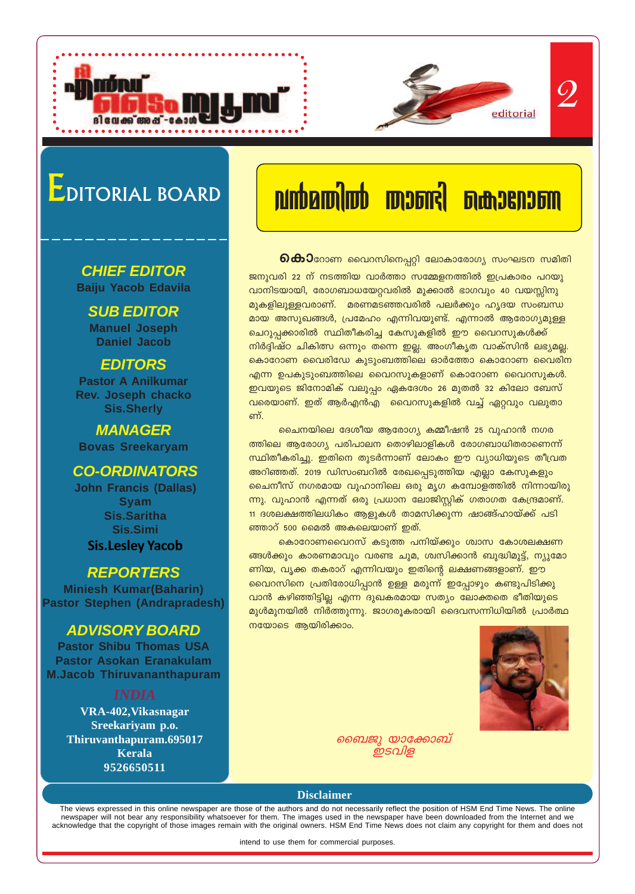# EDITORIAL BOARD

### CHIEF EDITOR
Baiju Yacob Edavila

### SUB EDITOR
Manuel Joseph
Daniel Jacob

### EDITORS
Pastor A Anilkumar
Rev. Joseph chacko
Sis.Sherly

### MANAGER
Bovas Sreekaryam

### CO-ORDINATORS
John Francis (Dallas)
Syam
Sis.Saritha
Sis.Simi
**Sis.Lesley Yacob**

### REPORTERS
Miniesh Kumar(Baharin)
Pastor Stephen (Andrapradesh)

### ADVISORY BOARD
Pastor Shibu Thomas USA
Pastor Asokan Eranakulam
M.Jacob Thiruvananthapuram

**INDIA**
**VRA-402,Vikasnagar**
**Sreekariyam p.o.**
**Thiruvanthapuram.695017**
**Kerala**
**9526650511**

editorial

# വൻമതിൽ താണ്ടി കൊറോണ

**കൊ**റോണ വൈറസിനെപ്പറ്റി ലോകാരോഗ്യ സംഘടന സമിതി ജനുവരി 22 ന് നടത്തിയ വാർത്താ സമ്മേളനത്തിൽ ഇപ്രകാരം പറയു വാനിടയായി, രോഗബാധയേറ്റവരിൽ മുക്കാൽ ഭാഗവും 40 വയസ്സിനു മുകളിലുള്ളവരാണ്. മരണമടഞ്ഞവരിൽ പലർക്കും ഹൃദയ സംബന്ധ മായ അസുഖങ്ങൾ, പ്രമേഹം എന്നിവയുണ്ട്. എന്നാൽ ആരോഗ്യമുള്ള ചെറുപ്പക്കാരിൽ സ്ഥിതീകരിച്ച കേസുകളിൽ ഈ വൈറസുകൾക്ക് നിർദ്ദിഷ്ഠ ചികിത്സ ഒന്നും തന്നെ ഇല്ല. അംഗീകൃത വാക്സിൻ ലഭ്യമല്ല. കൊറോണ വൈരിഡേ കുടുംബത്തിലെ ഓർത്തോ കൊറോണ വൈരിന എന്ന ഉപകുടുംബത്തിലെ വൈറസുകളാണ് കൊറോണ വൈറസുകൾ. ഇവയുടെ ജിനോമിക് വലുപ്പം ഏകദേശം 26 മുതൽ 32 കിലോ ബേസ് വരെയാണ്. ഇത് ആർഎൻഎ വൈറസുകളിൽ വച്ച് ഏറ്റവും വലുതാണ്.

ചൈനയിലെ ദേശീയ ആരോഗ്യ കമ്മീഷൻ 25 വുഹാൻ നഗരത്തിലെ ആരോഗ്യ പരിപാലന തൊഴിലാളികൾ രോഗബാധിതരാണെന്ന് സ്ഥിതീകരിച്ചു. ഇതിനെ തുടർന്നാണ് ലോകം ഈ വ്യാധിയുടെ തീവ്രത അറിഞ്ഞത്. 2019 ഡിസംബറിൽ രേഖപ്പെടുത്തിയ എല്ലാ കേസുകളും ചൈനീസ് നഗരമായ വുഹാനിലെ ഒരു മൃഗ കമ്പോളത്തിൽ നിന്നായിരുന്നു. വുഹാൻ എന്നത് ഒരു പ്രധാന ലോജിസ്റ്റിക് ഗതാഗത കേന്ദ്രമാണ്. 11 ദശലക്ഷത്തിലധികം ആളുകൾ താമസിക്കുന്ന ഷാങ്ങ്ഹായ്ക്ക് പടിഞ്ഞാറ് 500 മൈൽ അകലെയാണ് ഇത്.

കൊറോണവൈറസ് കടുത്ത പനിയ്ക്കും ശ്വാസ കോശലക്ഷണങ്ങൾക്കും കാരണമാവും വരണ്ട ചുമ, ശ്വസിക്കാൻ ബുദ്ധിമുട്ട്, ന്യൂമോണിയ, വൃക്ക തകരാറ് എന്നിവയും ഇതിന്റെ ലക്ഷണങ്ങളാണ്. ഈ വൈറസിനെ പ്രതിരോധിപ്പാൻ ഉള്ള മരുന്ന് ഇപ്പോഴും കണ്ടുപിടിക്കുവാൻ കഴിഞ്ഞിട്ടില്ല എന്ന ദുഖകരമായ സത്യം ലോകത്തെ ഭീതിയുടെ മുൾമുനയിൽ നിർത്തുന്നു. ജാഗരൂകരായി ദൈവസന്നിധിയിൽ പ്രാർത്ഥനയോടെ ആയിരിക്കാം.

*ബൈജു യാക്കോബ്*
*ഇടവിള*

**Disclaimer**

The views expressed in this online newspaper are those of the authors and do not necessarily reflect the position of HSM End Time News. The online newspaper will not bear any responsibility whatsoever for them. The images used in the newspaper have been downloaded from the Internet and we acknowledge that the copyright of those images remain with the original owners. HSM End Time News does not claim any copyright for them and does not intend to use them for commercial purposes.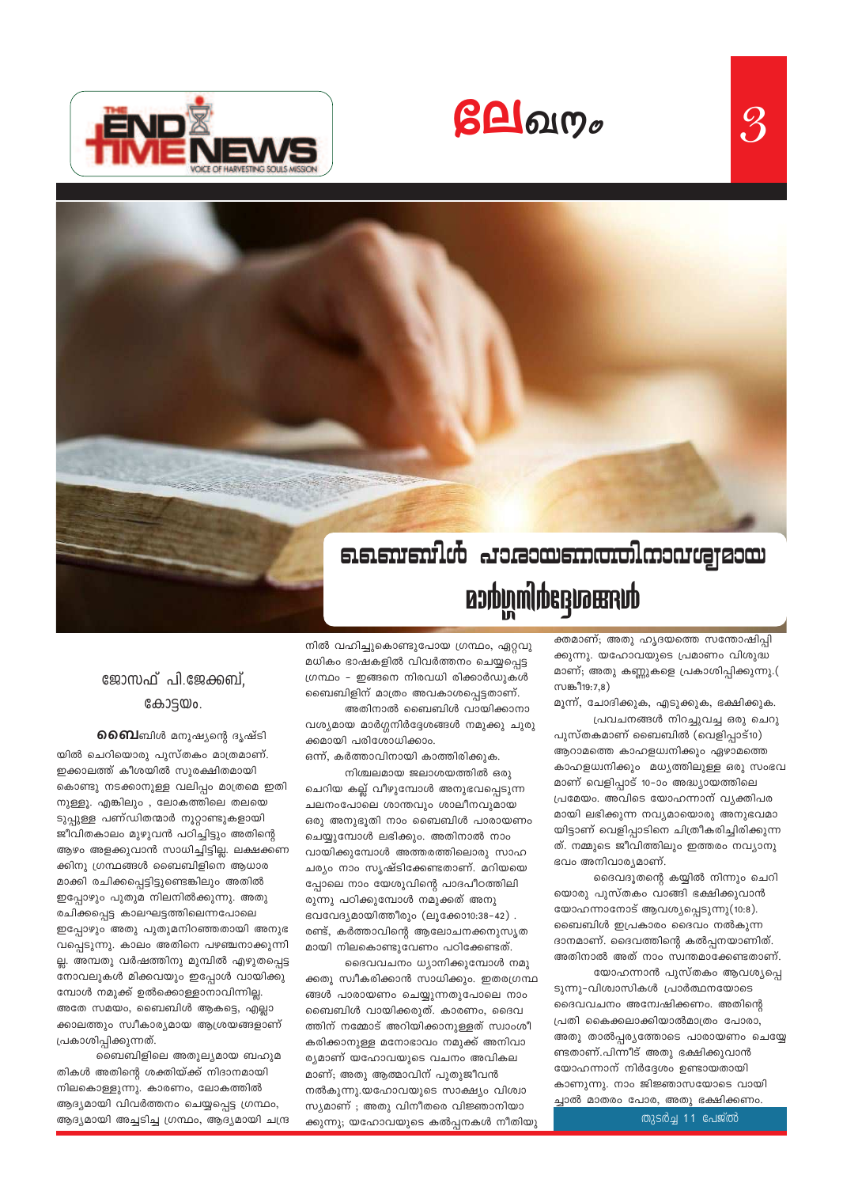# ബൈബിൾ പാരായണത്തിനാവശ്യമായ മാർഗ്ഗനിർദ്ദേശങ്ങൾ

ജോസഫ് പി.ജേക്കബ്,
കോട്ടയം.

**ബൈ**ബിൾ മനുഷ്യന്റെ ദൃഷ്ടിയിൽ ചെറിയൊരു പുസ്തകം മാത്രമാണ്. ഇക്കാലത്ത് കീശയിൽ സുരക്ഷിതമായി കൊണ്ടു നടക്കാനുള്ള വലിപ്പം മാത്രമെ ഇതിനുള്ളു. എങ്കിലും , ലോകത്തിലെ തലയെടുപ്പുള്ള പണ്ഡിതന്മാർ നൂറ്റാണ്ടുകളായി ജീവിതകാലം മുഴുവൻ പഠിച്ചിട്ടും അതിന്റെ ആഴം അളക്കുവാൻ സാധിച്ചിട്ടില്ല. ലക്ഷക്കണക്കിനു ഗ്രന്ഥങ്ങൾ ബൈബിളിനെ ആധാരമാക്കി രചിക്കപ്പെട്ടിട്ടുണ്ടെങ്കിലും അതിൽ ഇപ്പോഴും പുതുമ നിലനിൽക്കുന്നു. അതു രചിക്കപ്പെട്ട കാലഘട്ടത്തിലെന്നപോലെ ഇപ്പോഴും അതു പുതുമനിറഞ്ഞതായി അനുഭവപ്പെടുന്നു. കാലം അതിനെ പഴഞ്ചനാക്കുന്നില്ല. അമ്പതു വർഷത്തിനു മുമ്പിൽ എഴുതപ്പെട്ട നോവലുകൾ മിക്കവയും ഇപ്പോൾ വായിക്കുമ്പോൾ നമുക്ക് ഉൾക്കൊള്ളാനാവിന്നില്ല. അതേ സമയം, ബൈബിൾ ആകട്ടെ, എല്ലാ ക്കാലത്തും സ്വീകാര്യമായ ആശ്രയങ്ങളാണ് പ്രകാശിപ്പിക്കുന്നത്.

ബൈബിളിലെ അതുല്യമായ ബഹുമതികൾ അതിന്റെ ശക്തിയ്ക്ക് നിദാനമായി നിലകൊള്ളുന്നു. കാരണം, ലോകത്തിൽ ആദ്യമായി വിവർത്തനം ചെയ്യപ്പെട്ട ഗ്രന്ഥം, ആദ്യമായി അച്ചടിച്ച ഗ്രന്ഥം, ആദ്യമായി ചന്ദ്രനിൽ വഹിച്ചുകൊണ്ടുപോയ ഗ്രന്ഥം, ഏറ്റവുമധികം ഭാഷകളിൽ വിവർത്തനം ചെയ്യപ്പെട്ട ഗ്രന്ഥം – ഇങ്ങനെ നിരവധി രിക്കാർഡുകൾ ബൈബിളിന് മാത്രം അവകാശപ്പെട്ടതാണ്.

അതിനാൽ ബൈബിൾ വായിക്കാനാവശ്യമായ മാർഗ്ഗനിർദ്ദേശങ്ങൾ നമുക്കു ചുരുക്കമായി പരിശോധിക്കാം.

ഒന്ന്, കർത്താവിനായി കാത്തിരിക്കുക.

നിശ്ചലമായ ജലാശയത്തിൽ ഒരു ചെറിയ കല്ല് വീഴുമ്പോൾ അനുഭവപ്പെടുന്ന ചലനംപോലെ ശാന്തവും ശാലീനവുമായ ഒരു അനുഭൂതി നാം ബൈബിൾ പാരായണം ചെയ്യുമ്പോൾ ലഭിക്കും. അതിനാൽ നാം വായിക്കുമ്പോൾ അത്തരത്തിലൊരു സാഹചര്യം നാം സൃഷ്ടിക്കേണ്ടതാണ്. മറിയയെപ്പോലെ നാം യേശുവിന്റെ പാദപീഠത്തിലിരുന്നു പഠിക്കുമ്പോൾ നമുക്കത് അനുഭവവേദ്യമായിത്തീരും (ലൂക്കോ10:38–42) .

രണ്ട്, കർത്താവിന്റെ ആലോചനക്കനുസൃതമായി നിലകൊണ്ടുവേണം പഠിക്കേണ്ടത്.

ദൈവവചനം ധ്യാനിക്കുമ്പോൾ നമുക്കതു സ്വീകരിക്കാൻ സാധിക്കും. ഇതരഗ്രന്ഥങ്ങൾ പാരായണം ചെയ്യുന്നതുപോലെ നാം ബൈബിൾ വായിക്കരുത്. കാരണം, ദൈവത്തിന് നമ്മോട് അറിയിക്കാനുള്ളത് സ്വാംശീകരിക്കാനുള്ള മനോഭാവം നമുക്ക് അനിവാര്യമാണ് യഹോവയുടെ വചനം അവികലമാണ്; അതു ആത്മാവിന് പുതുജീവൻ നൽകുന്നു.യഹോവയുടെ സാക്ഷ്യം വിശ്വാസ്യമാണ് ; അതു വിനീതരെ വിജ്ഞാനിയാക്കുന്നു; യഹോവയുടെ കൽപ്പനകൾ നീതിയുക്തമാണ്; അതു ഹൃദയത്തെ സന്തോഷിപ്പിക്കുന്നു. യഹോവയുടെ പ്രമാണം വിശുദ്ധമാണ്; അതു കണ്ണുകളെ പ്രകാശിപ്പിക്കുന്നു.(സങ്കീ19:7,8)

മൂന്ന്, ചോദിക്കുക, എടുക്കുക, ഭക്ഷിക്കുക.

പ്രവചനങ്ങൾ നിറച്ചുവച്ച ഒരു ചെറു പുസ്തകമാണ് ബൈബിൾ (വെളിപ്പാട്10) ആറാമത്തെ കാഹളധ്വനിക്കും ഏഴാമത്തെ കാഹളധ്വനിക്കും മധ്യത്തിലുള്ള ഒരു സംഭവമാണ് വെളിപ്പാട് 10–ാം അദ്ധ്യായത്തിലെ പ്രമേയം. അവിടെ യോഹന്നാന് വ്യക്തിപരമായി ലഭിക്കുന്ന നവ്യമായൊരു അനുഭവമായിട്ടാണ് വെളിപ്പാടിനെ ചിത്രീകരിച്ചിരിക്കുന്നത്. നമ്മുടെ ജീവിത്തിലും ഇത്തരം നവ്യാനുഭവം അനിവാര്യമാണ്.

ദൈവദൂതന്റെ കയ്യിൽ നിന്നും ചെറിയൊരു പുസ്തകം വാങ്ങി ഭക്ഷിക്കുവാൻ യോഹന്നാനോട് ആവശ്യപ്പെടുന്നു(10:8). ബൈബിൾ ഇപ്രകാരം ദൈവം നൽകുന്ന ദാനമാണ്. ദൈവത്തിന്റെ കൽപ്പനയാണിത്. അതിനാൽ അത് നാം സ്വന്തമാക്കേണ്ടതാണ്.

യോഹന്നാൻ പുസ്തകം ആവശ്യപ്പെടുന്നു–വിശ്വാസികൾ പ്രാർത്ഥനയോടെ ദൈവവചനം അന്വേഷിക്കണം. അതിന്റെ പ്രതി കൈക്കലാക്കിയാൽമാത്രം പോരാ, അതു താൽപ്പര്യത്തോടെ പാരായണം ചെയ്യേണ്ടതാണ്.പിന്നീട് അതു ഭക്ഷിക്കുവാൻ യോഹന്നാന് നിർദ്ദേശം ഉണ്ടായതായി കാണുന്നു. നാം ജിജ്ഞാസയോടെ വായിച്ചാൽ മാത്രം പോരാ, അതു ഭക്ഷിക്കണം.

തുടർച്ച 11 പേജിൽ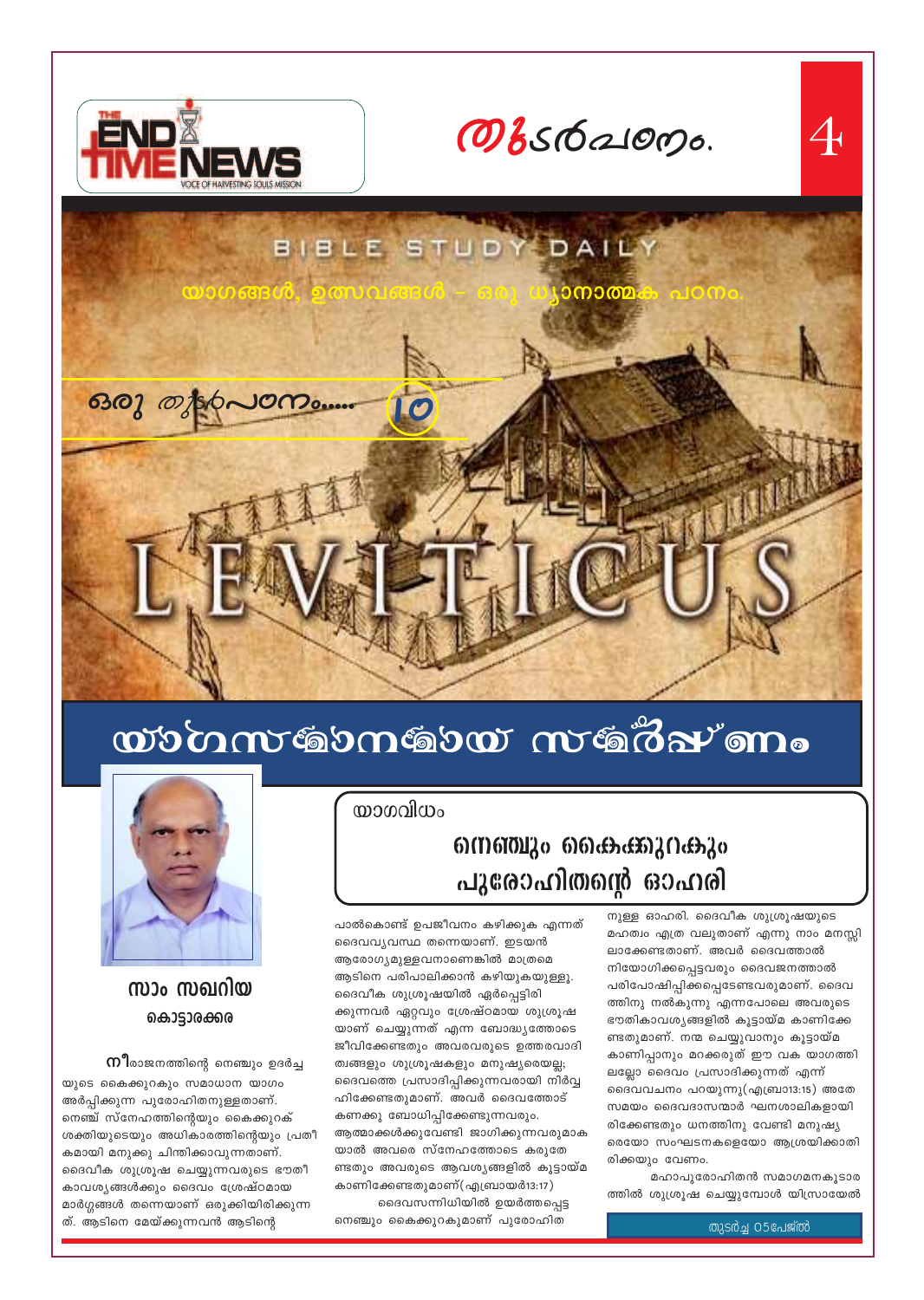തുടർപഠനം.

BIBLE STUDY DAILY

യാഗങ്ങൾ, ഉത്സവങ്ങൾ – ഒരു ധ്യാനാത്മക പഠനം.

ഒരു തുടർപഠനം..... 10

LEVITICUS

# യാഗസമാനമായ സമർപ്പണം

സാം സഖറിയ
കൊട്ടാരക്കര

യാഗവിധം

## നെഞ്ചും കൈക്കുറകും പുരോഹിതന്റെ ഓഹരി

നീരാജനത്തിന്റെ നെഞ്ചും ഉദർച്ചയുടെ കൈക്കുറകും സമാധാന യാഗം അർപ്പിക്കുന്ന പുരോഹിതനുള്ളതാണ്. നെഞ്ച് സ്നേഹത്തിന്റെയും കൈക്കുറക് ശക്തിയുടെയും അധികാരത്തിന്റെയും പ്രതീകമായി മനുക്കു ചിന്തിക്കാവുന്നതാണ്. ദൈവീക ശുശ്രൂഷ ചെയ്യുന്നവരുടെ ഭൗതീകാവശ്യങ്ങൾക്കും ദൈവം ശ്രേഷ്ഠമായ മാർഗ്ഗങ്ങൾ തന്നെയാണ് ഒരുക്കിയിരിക്കുന്നത്. ആടിനെ മേയ്ക്കുന്നവൻ ആടിന്റെ പാൽകൊണ്ട് ഉപജീവനം കഴിക്കുക എന്നത് ദൈവവ്യവസ്ഥ തന്നെയാണ്. ഇടയൻ ആരോഗ്യമുള്ളവനാണെങ്കിൽ മാത്രമെ ആടിനെ പരിപാലിക്കാൻ കഴിയുകയുള്ളൂ. ദൈവീക ശുശ്രൂഷയിൽ ഏർപ്പെട്ടിരിക്കുന്നവർ ഏറ്റവും ശ്രേഷ്ഠമായ ശുശ്രൂഷയാണ് ചെയ്യുന്നത് എന്ന ബോദ്ധ്യത്തോടെ ജീവിക്കേണ്ടതും അവരവരുടെ ഉത്തരവാദിത്വങ്ങളും ശുശ്രൂഷകളും മനുഷ്യരെയല്ല; ദൈവത്തെ പ്രസാദിപ്പിക്കുന്നവരായി നിർവ്വഹിക്കേണ്ടതുമാണ്. അവർ ദൈവത്തോട് കണക്കു ബോധിപ്പിക്കേണ്ടുന്നവരും, ആത്മാക്കൾക്കുവേണ്ടി ജാഗിക്കുന്നവരുമാകയാൽ അവരെ സ്നേഹത്തോടെ കരുതേണ്ടതും അവരുടെ ആവശ്യങ്ങളിൽ കൂട്ടായ്മ കാണിക്കേണ്ടതുമാണ്(എബ്രായർ13:17)

ദൈവസന്നിധിയിൽ ഉയർത്തപ്പെട്ട നെഞ്ചും കൈക്കുറകുമാണ് പുരോഹിതനുള്ള ഓഹരി. ദൈവീക ശുശ്രൂഷയുടെ മഹത്വം എത്ര വലുതാണ് എന്നു നാം മനസ്സിലാക്കേണ്ടതാണ്. അവർ ദൈവത്താൽ നിയോഗിക്കപ്പെട്ടവരും ദൈവജനത്താൽ പരിപോഷിപ്പിക്കപ്പെടേണ്ടവരുമാണ്. ദൈവത്തിനു നൽകുന്നു എന്നപോലെ അവരുടെ ഭൗതികാവശ്യങ്ങളിൽ കൂട്ടായ്മ കാണിക്കേണ്ടതുമാണ്. നന്മ ചെയ്യുവാനും കൂട്ടായ്മ കാണിപ്പാനും മറക്കരുത് ഈ വക യാഗത്തിലല്ലോ ദൈവം പ്രസാദിക്കുന്നത് എന്ന് ദൈവവചനം പറയുന്നു(എബ്രാ13:15) അതേ സമയം ദൈവദാസന്മാർ ഘനശാലികളായിരിക്കേണ്ടതും ധനത്തിനു വേണ്ടി മനുഷ്യരെയോ സംഘടനകളെയോ ആശ്രയിക്കാതിരിക്കയും വേണം.

മഹാപുരോഹിതൻ സമാഗമനകൂടാരത്തിൽ ശുശ്രൂഷ ചെയ്യുമ്പോൾ യിസ്രായേൽ

തുടർച്ച 05പേജിൽ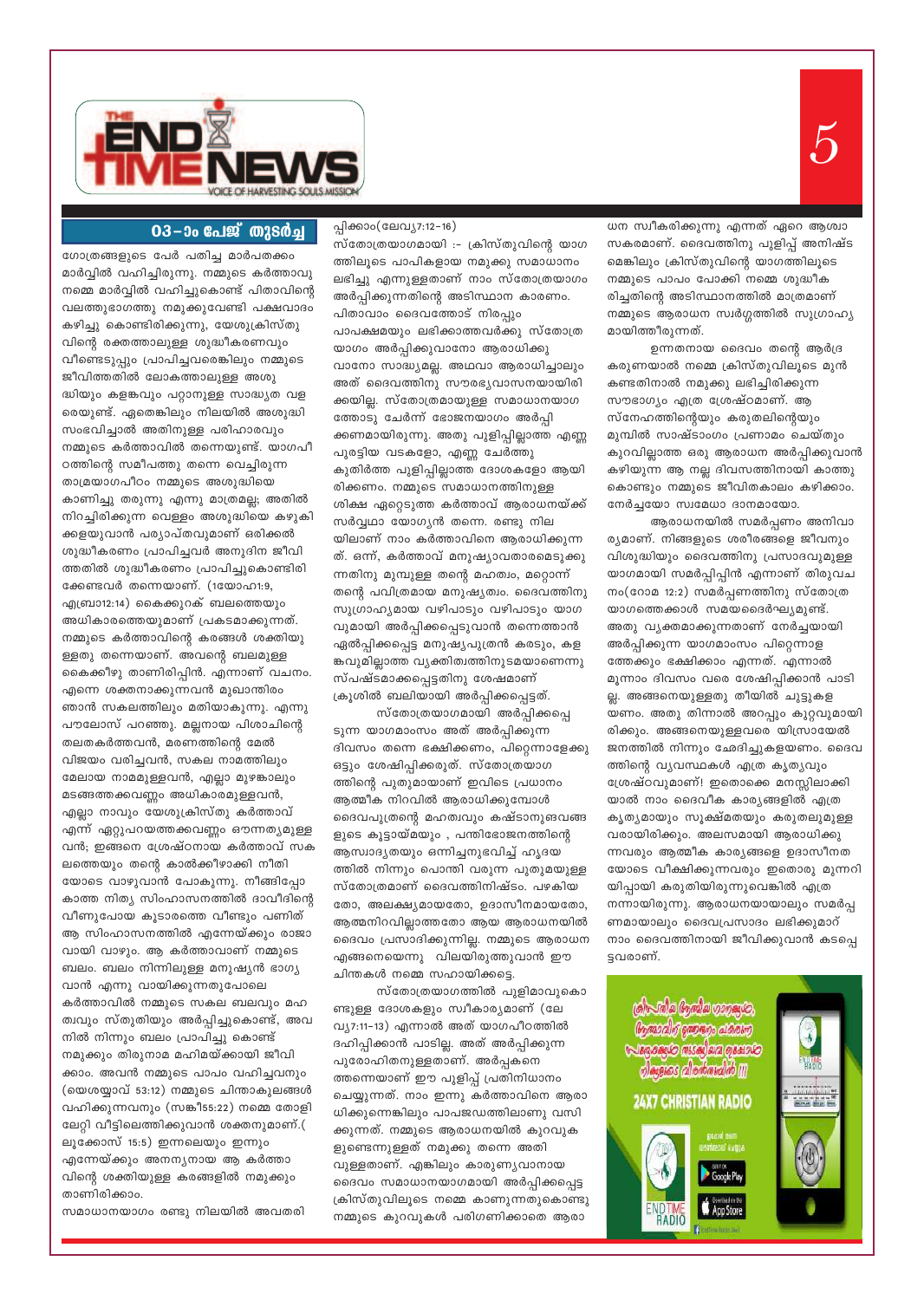## 03-ാം പേജ് തുടർച്ച

ഗോത്രങ്ങളുടെ പേർ പതിച്ച മാർപതക്കം മാർവ്വിൽ വഹിച്ചിരുന്നു. നമ്മുടെ കർത്താവു നമ്മെ മാർവ്വിൽ വഹിച്ചുകൊണ്ട് പിതാവിന്റെ വലതുഭാഗത്തു നമുക്കുവേണ്ടി പക്ഷവാദം കഴിച്ചു കൊണ്ടിരിക്കുന്നു. യേശുക്രിസ്തുവിന്റെ രക്തത്താലുള്ള ശുദ്ധീകരണവും വീണ്ടെടുപ്പും പ്രാപിച്ചവരെങ്കിലും നമ്മുടെ ജീവിതത്തിൽ ലോകത്താലുള്ള അശുദ്ധിയും കളങ്കവും പറ്റാനുള്ള സാദ്ധ്യത വളരെയുണ്ട്. ഏതെങ്കിലും നിലയിൽ അശുദ്ധി സംഭവിച്ചാൽ അതിനുള്ള പരിഹാരവും നമ്മുടെ കർത്താവിൽ തന്നെയുണ്ട്. യാഗപീഠത്തിന്റെ സമീപത്തു തന്നെ വെച്ചിരുന്ന താമ്രയാഗപീഠം നമ്മുടെ അശുദ്ധിയെ കാണിച്ചു തരുന്നു എന്നു മാത്രമല്ല; അതിൽ നിറച്ചിരിക്കുന്ന വെള്ളം അശുദ്ധിയെ കഴുകിക്കളയുവാൻ പര്യാപ്തവുമാണ് ഒരിക്കൽ ശുദ്ധീകരണം പ്രാപിച്ചവർ അനുദിന ജീവിതത്തിൽ ശുദ്ധീകരണം പ്രാപിച്ചുകൊണ്ടിരിക്കേണ്ടവർ തന്നെയാണ്. (1യോഹ01:9, എബ്രാ12:14) കൈക്കുറക് ബലത്തെയും അധികാരത്തെയുമാണ് പ്രകടമാക്കുന്നത്. നമ്മുടെ കർത്താവിന്റെ കരങ്ങൾ ശക്തിയുള്ളതു തന്നെയാണ്. അവന്റെ ബലമുള്ള കൈക്കീഴു താണിരിപ്പിൻ. എന്നാണ് വചനം. എന്നെ ശക്തനാക്കുന്നവൻ മുഖാന്തിരം ഞാൻ സകലത്തിലും മതിയാകുന്നു. എന്നു പൗലോസ് പറഞ്ഞു. മല്ലനായ പിശാചിന്റെ തലതകർത്തവൻ, മരണത്തിന്റെ മേൽ വിജയം വരിച്ചവൻ, സകല നാമത്തിലും മേലായ നാമമുള്ളവൻ, എല്ലാ മുഴങ്കാലും മടങ്ങത്തക്കവണ്ണം അധികാരമുള്ളവൻ, എല്ലാ നാവും യേശുക്രിസ്തു കർത്താവ് എന്ന് ഏറ്റുപറയത്തക്കവണ്ണം ഔന്നത്യമുള്ളവൻ; ഇങ്ങനെ ശ്രേഷ്ഠനായ കർത്താവ് സകലത്തെയും തന്റെ കാൽക്കീഴാക്കി നീതിയോടെ വാഴുവാൻ പോകുന്നു. നീങ്ങിപ്പോകാത്ത നിത്യ സിംഹാസനത്തിൽ ദാവീദിന്റെ വീണുപോയ കൂടാരത്തെ വീണ്ടും പണിത് ആ സിംഹാസനത്തിൽ എന്നേയ്ക്കും രാജാവായി വാഴും. ആ കർത്താവാണ് നമ്മുടെ ബലം. ബലം നിന്നിലുള്ള മനുഷ്യൻ ഭാഗ്യവാൻ എന്നു വായിക്കുന്നതുപോലെ കർത്താവിൽ നമ്മുടെ സകല ബലവും മഹത്വവും സ്തുതിയും അർപ്പിച്ചുകൊണ്ട്, അവനിൽ നിന്നും ബലം പ്രാപിച്ചു കൊണ്ട് നമുക്കും തിരുനാമ മഹിമയ്ക്കായി ജീവിക്കാം. അവൻ നമ്മുടെ പാപം വഹിച്ചവനും (യെശയ്യാവ് 53:12) നമ്മുടെ ചിന്താകുലങ്ങൾ വഹിക്കുന്നവനും (സങ്കീ55:22) നമ്മെ തോളിലേറ്റി വീട്ടിലെത്തിക്കുവാൻ ശക്തനുമാണ്.( ലൂക്കോസ് 15:5) ഇന്നലെയും ഇന്നും എന്നേയ്ക്കും അനന്യനായ ആ കർത്താവിന്റെ ശക്തിയുള്ള കരങ്ങളിൽ നമുക്കും താണിരിക്കാം.

സമാധാനയാഗം രണ്ടു നിലയിൽ അവതരിപ്പിക്കാം(ലേവ്യ7:12-16)

സ്തോത്രയാഗമായി :- ക്രിസ്തുവിന്റെ യാഗത്തിലൂടെ പാപികളായ നമുക്കു സമാധാനം ലഭിച്ചു എന്നുള്ളതാണ് നാം സ്തോത്രയാഗം അർപ്പിക്കുന്നതിന്റെ അടിസ്ഥാന കാരണം. പിതാവാം ദൈവത്തോട് നിരപ്പും പാപക്ഷമയും ലഭിക്കാത്തവർക്കു സ്തോത്രയാഗം അർപ്പിക്കുവാനോ ആരാധിക്കുവാനോ സാദ്ധ്യമല്ല. അഥവാ ആരാധിച്ചാലും അത് ദൈവത്തിനു സൗരഭ്യവാസനയായിരിക്കയില്ല. സ്തോത്രമായുള്ള സമാധാനയാഗത്തോടു ചേർന്ന് ഭോജനയാഗം അർപ്പിക്കണമായിരുന്നു. അതു പുളിപ്പില്ലാത്ത എണ്ണ പുരട്ടിയ വടകളോ, എണ്ണ ചേർത്തു കുതിർത്ത പുളിപ്പില്ലാത്ത ദോശകളോ ആയിരിക്കണം. നമ്മുടെ സമാധാനത്തിനുള്ള ശിക്ഷ ഏറ്റെടുത്ത കർത്താവ് ആരാധനയ്ക്ക് സർവ്വഥാ യോഗ്യൻ തന്നെ. രണ്ടു നിലയിലാണ് നാം കർത്താവിനെ ആരാധിക്കുന്നത്. ഒന്ന്, കർത്താവ് മനുഷ്യാവതാരമെടുക്കുന്നതിനു മുമ്പുള്ള തന്റെ മഹത്വം, മറ്റൊന്ന് തന്റെ പവിത്രമായ മനുഷ്യത്വം. ദൈവത്തിനു സുഗ്രാഹ്യമായ വഴിപാടും വഴിപാടും യാഗവുമായി അർപ്പിക്കപ്പെടുവാൻ തന്നെത്താൻ ഏൽപ്പിക്കപ്പെട്ട മനുഷ്യപുത്രൻ കരടും, കളങ്കവുമില്ലാത്ത വ്യക്തിത്വത്തിനുടമയാണെന്നു സ്പഷ്ടമാക്കപ്പെട്ടതിനു ശേഷമാണ് ക്രൂശിൽ ബലിയായി അർപ്പിക്കപ്പെട്ടത്.

സ്തോത്രയാഗമായി അർപ്പിക്കപ്പെടുന്ന യാഗമാംസം അത് അർപ്പിക്കുന്ന ദിവസം തന്നെ ഭക്ഷിക്കണം, പിറ്റെന്നാളേക്കു ഒട്ടും ശേഷിപ്പിക്കരുത്. സ്തോത്രയാഗത്തിന്റെ പുതുമയാണ് ഇവിടെ പ്രധാനം ആത്മീക നിറവിൽ ആരാധിക്കുമ്പോൾ ദൈവപുത്രന്റെ മഹത്വവും കഷ്ടാനുഭവങ്ങളുടെ കൂട്ടായ്മയും , പന്തിഭോജനത്തിന്റെ ആസ്വാദ്യതയും ഒന്നിച്ചനുഭവിച്ച് ഹൃദയത്തിൽ നിന്നും പൊന്തി വരുന്ന പുതുമയുള്ള സ്തോത്രമാണ് ദൈവത്തിനിഷ്ടം. പഴകിയതോ, അലക്ഷ്യമായതോ, ഉദാസീനമായതോ, ആത്മനിറവില്ലാത്തതോ ആയ ആരാധനയിൽ ദൈവം പ്രസാദിക്കുന്നില്ല. നമ്മുടെ ആരാധന എങ്ങനെയെന്നു വിലയിരുത്തുവാൻ ഈ ചിന്തകൾ നമ്മെ സഹായിക്കട്ടെ.

സ്തോത്രയാഗത്തിൽ പുളിമാവുകൊണ്ടുള്ള ദോശകളും സ്വീകാര്യമാണ് (ലേവ്യ7:11-13) എന്നാൽ അത് യാഗപീഠത്തിൽ ദഹിപ്പിക്കാൻ പാടില്ല. അത് അർപ്പിക്കുന്ന പുരോഹിതനുള്ളതാണ്. അർപ്പകനെ തന്നെയാണ് ഈ പുളിപ്പ് പ്രതിനിധാനം ചെയ്യുന്നത്. നാം ഇന്നു കർത്താവിനെ ആരാധിക്കുന്നെങ്കിലും പാപജഡത്തിലാണു വസിക്കുന്നത്. നമ്മുടെ ആരാധനയിൽ കുറവുകളുണ്ടെന്നുള്ളത് നമുക്കു തന്നെ അതിവുള്ളതാണ്. എങ്കിലും കാരുണ്യവാനായ ദൈവം സമാധാനയാഗമായി അർപ്പിക്കപ്പെട്ട ക്രിസ്തുവിലൂടെ നമ്മെ കാണുന്നതുകൊണ്ടു നമ്മുടെ കുറവുകൾ പരിഗണിക്കാതെ ആരാധന സ്വീകരിക്കുന്നു എന്നത് ഏറെ ആശ്വാസകരമാണ്. ദൈവത്തിനു പുളിപ്പ് അനിഷ്ടമെങ്കിലും ക്രിസ്തുവിന്റെ യാഗത്തിലൂടെ നമ്മുടെ പാപം പോക്കി നമ്മെ ശുദ്ധീകരിച്ചതിന്റെ അടിസ്ഥാനത്തിൽ മാത്രമാണ് നമ്മുടെ ആരാധന സ്വർഗ്ഗത്തിൽ സുഗ്രാഹ്യമായിത്തീരുന്നത്.

ഉന്നതനായ ദൈവം തന്റെ ആർദ്ര കരുണയാൽ നമ്മെ ക്രിസ്തുവിലൂടെ മുൻ കണ്ടതിനാൽ നമുക്കു ലഭിച്ചിരിക്കുന്ന സൗഭാഗ്യം എത്ര ശ്രേഷ്ഠമാണ്. ആ സ്നേഹത്തിന്റെയും കരുതലിന്റെയും മുമ്പിൽ സാഷ്ടാംഗം പ്രണാമം ചെയ്തും കുറവില്ലാത്ത ഒരു ആരാധന അർപ്പിക്കുവാൻ കഴിയുന്ന ആ നല്ല ദിവസത്തിനായി കാത്തു കൊണ്ടും നമ്മുടെ ജീവിതകാലം കഴിക്കാം. നേർച്ചയോ സ്വമേധാ ദാനമായോ.

ആരാധനയിൽ സമർപ്പണം അനിവാര്യമാണ്. നിങ്ങളുടെ ശരീരങ്ങളെ ജീവനും വിശുദ്ധിയും ദൈവത്തിനു പ്രസാദവുമുള്ള യാഗമായി സമർപ്പിപ്പിൻ എന്നാണ് തിരുവചനം(റോമ 12:2) സമർപ്പണത്തിനു സ്തോത്രയാഗത്തെക്കാൾ സമയദൈർഘ്യമുണ്ട്. അതു വ്യക്തമാക്കുന്നതാണ് നേർച്ചയായി അർപ്പിക്കുന്ന യാഗമാംസം പിറ്റെന്നാളത്തേക്കും ഭക്ഷിക്കാം എന്നത്. എന്നാൽ മൂന്നാം ദിവസം വരെ ശേഷിപ്പിക്കാൻ പാടില്ല. അങ്ങനെയുള്ളതു തീയിൽ ചുട്ടുകളയണം. അതു തിന്നാൽ അറപ്പും കുറ്റവുമായിരിക്കും. അങ്ങനെയുള്ളവരെ യിസ്രായേൽ ജനത്തിൽ നിന്നും ഛേദിച്ചുകളയണം. ദൈവത്തിന്റെ വ്യവസ്ഥകൾ എത്ര കൃത്യവും ശ്രേഷ്ഠവുമാണ്! ഇതൊക്കെ മനസ്സിലാക്കിയാൽ നാം ദൈവീക കാര്യങ്ങളിൽ എത്ര കൃത്യമായും സൂക്ഷ്മതയും കരുതലുമുള്ളവരായിരിക്കും. അലസമായി ആരാധിക്കുന്നവരും ആത്മീക കാര്യങ്ങളെ ഉദാസീനതയോടെ വീക്ഷിക്കുന്നവരും ഇതൊരു മുന്നറിയിപ്പായി കരുതിയിരുന്നുവെങ്കിൽ എത്ര നന്നായിരുന്നു. ആരാധനയായാലും സമർപ്പണമായാലും ദൈവപ്രസാദം ലഭിക്കുമാറ് നാം ദൈവത്തിനായി ജീവിക്കുവാൻ കടപ്പെട്ടവരാണ്.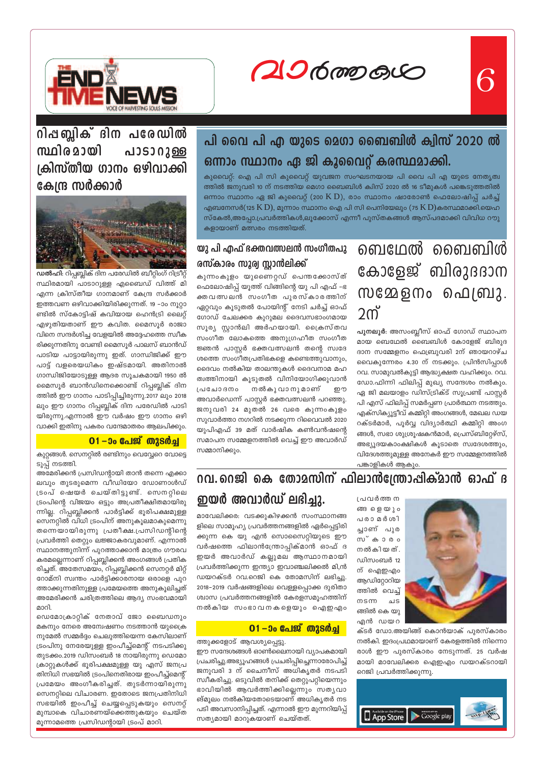# വാർത്തകൾ

## റിപ്പബ്ലിക് ദിന പരേഡിൽ സ്ഥിരമായി പാടാറുള്ള ക്രിസ്തീയ ഗാനം ഒഴിവാക്കി കേന്ദ്ര സർക്കാർ

**ഡൽഹി:** റിപ്പബ്ലിക് ദിന പരേഡിൽ ബീറ്റിംഗ് റിട്രീറ്റ് സ്ഥിരമായി പാടാറുള്ള എബൈഡ് വിത്ത് മി എന്ന ക്രിസ്തീയ ഗാനമാണ് കേന്ദ്ര സർക്കാർ ഇത്തവണ ഒഴിവാക്കിയിരിക്കുന്നത്. 19 -ാം നൂറ്റാണ്ടിൽ സ്കോട്ടിഷ് കവിയായ ഹെൻട്രി ലൈറ്റ് എഴുതിയതാണ് ഈ കവിത. മൈസൂർ രാജാവിനെ സന്ദർശിച്ച വേളയിൽ അദ്ദേഹത്തെ സ്വീകരിക്കുന്നതിനു വേണ്ടി മൈസൂർ പാലസ് ബാൻഡ് പാടിയ പാട്ടായിരുന്നു ഇത്. ഗാന്ധിജിക്ക് ഈ പാട്ട് വളരെയധികം ഇഷ്ടമായി. അതിനാൽ ഗാന്ധിജിയോടുള്ള ആദര സൂചകമായി 1950 ൽ മൈസൂർ ബാൻഡിനെക്കൊണ്ട് റിപ്പബ്ലിക് ദിനത്തിൽ ഈ ഗാനം പാടിപ്പിച്ചിരുന്നു.2017 ലും 2018 ലും ഈ ഗാനം റിപ്പബ്ലിക് ദിന പരേഡിൽ പാടിയിരുന്നു.എന്നാൽ ഈ വർഷം ഈ ഗാനം ഒഴിവാക്കി ഇതിനു പകരം വന്ദേമാതരം ആലപിക്കും.

### 01 -ാം പേജ് തുടർച്ച

കുറ്റങ്ങൾ. സെനറ്റിൽ രണ്ടിനും വെവ്വേറെ വോട്ടെടുപ്പ് നടത്തി.

അമേരിക്കൻ പ്രസിഡന്റായി താൻ തന്നെ എക്കാലവും തുടരുമെന്ന വീഡിയോ ഡോണാൾഡ് ട്രംപ് ഷെയർ ചെയ്തിട്ടുണ്ട്. സെനറ്റിലെ ട്രംപിന്റെ വിജയം ഒട്ടും അപ്രതീക്ഷിതമായിരുന്നില്ല. റിപ്പബ്ലിക്കൻ പാർട്ടിക്ക് ഭൂരിപക്ഷമുള്ള സെനറ്റിൽ വിധി ട്രംപിന് അനുകൂലമാകുമെന്നു തന്നെയായിരുന്നു പ്രതീക്ഷ.പ്രസിഡന്റിന്റെ പ്രവർത്തി തെറ്റും ലജ്ജാകരവുമാണ്. എന്നാൽ സ്ഥാനത്തുനിന്ന് പുറത്താക്കാൻ മാത്രം ഗൗരവകരമല്ലെന്നാണ് റിപ്പബ്ലിക്കൻ അംഗങ്ങൾ പ്രതികരിച്ചത്. അതേസമയം, റിപ്പബ്ലിക്കൻ സെനറ്റർ മിറ്റ് റോമ്നി സ്വന്തം പാർട്ടിക്കാരനായ ഒരാളെ പുറത്താക്കുന്നതിനുള്ള പ്രമേയത്തെ അനുകൂലിച്ചത് അമേരിക്കൻ ചരിത്രത്തിലെ ആദ്യ സംഭവമായി മാറി.

ഡെമോക്രാറ്റിക് നേതാവ് ജോ ബൈഡനും മകനും നേരെ അന്വേഷണം നടത്താൻ യുക്രൈനുമേൽ സമ്മർദ്ദം ചെലുത്തിയെന്ന കേസിലാണ് ട്രംപിനു നേരെയുള്ള ഇംപീച്ച്മെന്റ് നടപടിക്കു തുടക്കം.2019 ഡിസംബർ 18 നായിരുന്നു ഡെമോക്രാറ്റുകൾക്ക് ഭൂരിപക്ഷമുള്ള യു എസ് ജനപ്രതിനിധി സഭയിൽ ട്രംപിനെതിരായ ഇംപീച്ച്മെന്റ് പ്രമേയം അംഗീകരിച്ചത്. തുടർന്നായിരുന്നു സെനറ്റിലെ വിചാരണ. ഇതോടെ ജനപ്രതിനിധി സഭയിൽ ഇംപീച്ച് ചെയ്യപ്പെടുകയും സെനറ്റ് മുമ്പാകെ വിചാരണയ്ക്കെത്തുകയും ചെയ്ത മൂന്നാമത്തെ പ്രസിഡന്റായി ട്രംപ് മാറി.

## പി വൈ പി എ യുടെ മെഗാ ബൈബിൾ ക്വിസ് 2020 ൽ ഒന്നാം സ്ഥാനം ഏ ജി കുവൈറ്റ് കരസ്ഥമാക്കി.

കുവൈറ്റ്: ഐ പി സി കുവൈറ്റ് യുവജന സംഘടനയായ പി വൈ പി എ യുടെ നേതൃത്വത്തിൽ ജനുവരി 10 ന് നടത്തിയ മെഗാ ബൈബിൾ ക്വിസ് 2020 ൽ 16 ടീമുകൾ പങ്കെടുത്തതിൽ ഒന്നാം സ്ഥാനം ഏ ജി കുവൈറ്റ് (200 K D), രാം സ്ഥാനം ഷാരോൺ ഫെലോഷിപ്പ് ചർച്ച് എബനേസർ(125 K D), മൂന്നാം സ്ഥാനം ഐ പി സി പെനിയേലും (75 K D)കരസ്ഥമാക്കി.യെഹസ്കേൽ,അപ്പോ.പ്രവർത്തികൾ,ലൂക്കോസ് എന്നീ പുസ്തകങ്ങൾ ആസ്പദമാക്കി വിവിധ റൗണ്ടുകളായാണ് മത്സരം നടത്തിയത്.

### യു പി എഫ് ഭക്തവത്സലൻ സംഗീതപുരസ്കാരം സൂര്യ സ്റ്റാൻലിക്ക്

കുന്നംകുളം യുണൈറ്റഡ് പെന്തക്കോസ്ത് ഫെലോഷിപ്പ് യൂത്ത് വിങ്ങിന്റെ യു പി എഫ് -ഭക്തവത്സലൻ സംഗീത പുരസ്കാരത്തിന് ഏറ്റവും കൂടുതൽ പോയിന്റ് നേടി ചർച്ച് ഓഫ് ഗോഡ് ചേലക്കര കുറുമല ദൈവസഭാംഗമായ സൂര്യ സ്റ്റാൻലി അർഹയായി. ക്രൈസ്തവ സംഗീത ലോകത്തെ അനുഗ്രഹീത സംഗീതജ്ഞൻ പാസ്റ്റർ ഭക്തവത്സലൻ തന്റെ സ്വദേശത്തെ സംഗീതപ്രതിഭകളെ കണ്ടെത്തുവാനും, ദൈവം നൽകിയ താലന്തുകൾ ദൈവനാമ മഹത്വത്തിനായി കൂടുതൽ വിനിയോഗിക്കുവാൻ പ്രചോദനം നൽകുവാനുമാണ് ഈ അവാർഡെന്ന് പാസ്റ്റർ ഭക്തവത്സലൻ പറഞ്ഞു. ജനുവരി 24 മുതൽ 26 വരെ കുന്നംകുളം സുവാർത്താ നഗറിൽ നടക്കുന്ന റിവൈവൽ 2020 യുപിഎഫ് 39 മത് വാർഷിക കൺവൻഷന്റെ സമാപന സമ്മേളനത്തിൽ വെച്ച് ഈ അവാർഡ് സമ്മാനിക്കും.

## ബെഥേൽ ബൈബിൾ കോളേജ് ബിരുദദാന സമ്മേളനം ഫെബ്രു. 2ന്

**പുനലൂർ:** അസംബ്ലീസ് ഓഫ് ഗോഡ് സ്ഥാപനമായ ബെഥേൽ ബൈബിൾ കോളേജ് ബിരുദദാന സമ്മേളനം ഫെബ്രുവരി 2ന് ഞായറാഴ്ച വൈകുന്നേരം 4.30 ന് നടക്കും. പ്രിൻസിപ്പാൾ റവ. സാമുവൽകുട്ടി ആദ്ധ്യക്ഷത വഹിക്കും. റവ. ഡോ.ഫിന്നി ഫിലിപ്പ് മുഖ്യ സന്ദേശം നൽകും. ഏ ജി മലയാളം ഡിസ്ട്രിക്ട് സൂപ്രണ്ട് പാസ്റ്റർ പി എസ് ഫിലിപ്പ് സമർപ്പണ പ്രാർത്ഥന നടത്തും. എക്സിക്യൂട്ടീവ് കമ്മിറ്റി അംഗങ്ങൾ, മേഖല ഡയറക്ടർമാർ, പൂർവ്വ വിദ്യാർത്ഥി കമ്മിറ്റി അംഗങ്ങൾ, സഭാ ശുശ്രൂഷകൻമാർ, പ്രെസ്ബിറ്ററേഴ്‌സ്, അഭ്യുദയകാംക്ഷികൾ കൂടാതെ സ്വദേശത്തും, വിദേശത്തുമുള്ള അനേകർ ഈ സമ്മേളനത്തിൽ പങ്കാളികൾ ആകും.

## റവ. റെജി കെ തോമസിന് ഫിലാൻത്രോപ്പിക്മാൻ ഓഫ് ദ ഇയർ അവാർഡ് ലഭിച്ചു.

മാവേലിക്കര: വടക്കുകിഴക്കൻ സംസ്ഥാനങ്ങളിലെ സാമൂഹ്യ പ്രവർത്തനങ്ങളിൽ ഏർപ്പെട്ടിരിക്കുന്ന കെ യു എൻ സൊസൈറ്റിയുടെ ഈ വർഷത്തെ ഫിലാൻത്രോപ്പിക്മാൻ ഓഫ് ദ ഇയർ അവാർഡ് കല്ലുമല ആസ്ഥാനമായി പ്രവർത്തിക്കുന്ന ഇന്ത്യാ ഇവാഞ്ചലിക്കൽ മിനിസ്ട്രീസ് ഡയറക്ടർ റവ.റെജി കെ തോമസിന് ലഭിച്ചു. 2018-2019 വർഷങ്ങളിലെ വെള്ളപ്പൊക്ക ദുരിതാശ്വാസ പ്രവർത്തനങ്ങളിൽ കേരളസമൂഹത്തിന് നൽകിയ സംഭാവനകളെയും ഐഇഎം പ്രവർത്തനങ്ങളെയും പരാമർശിച്ചാണ് പുരസ്കാരം നൽകിയത്. ഡിസംബർ 12 ന് ഐഇഎം ആഡിറ്റോറിയത്തിൽ വെച്ച് നടന്ന ചടങ്ങിൽ കെ യു എൻ ഡയറക്ടർ ഡോ.അയിങ്ങ് കൊൻയാക് പുരസ്കാരം നൽകി. ഇദംപ്രഥമമായാണ് കേരളത്തിൽ നിന്നൊരാൾ ഈ പുരസ്കാരം നേടുന്നത്. 25 വർഷമായി മാവേലിക്കര ഐഇഎം ഡയറക്ടറായി റെജി പ്രവർത്തിക്കുന്നു.

### 01 -ാം പേജ് തുടർച്ച

ത്തുക്കളോട് ആവശ്യപ്പെട്ടു.

ഈ സന്ദേശങ്ങൾ ഓൺലൈനായി വ്യാപകമായി പ്രചരിച്ചു.അഭ്യൂഹങ്ങൾ പ്രചരിപ്പിച്ചെന്നാരോപിച്ച് ജനുവരി 3 ന് ചൈനീസ് അധികൃതർ നടപടി സ്വീകരിച്ചു. ഒടുവിൽ തനിക്ക് തെറ്റുപറ്റിയെന്നും ഭാവിയിൽ ആവർത്തിക്കില്ലെന്നും സത്യവാങ്മൂലം നൽകിയതോടെയാണ് അധികൃതർ നടപടി അവസാനിപ്പിച്ചത്. എന്നാൽ ഈ മുന്നറിയിപ്പ് സത്യമായി മാറുകയാണ് ചെയ്തത്.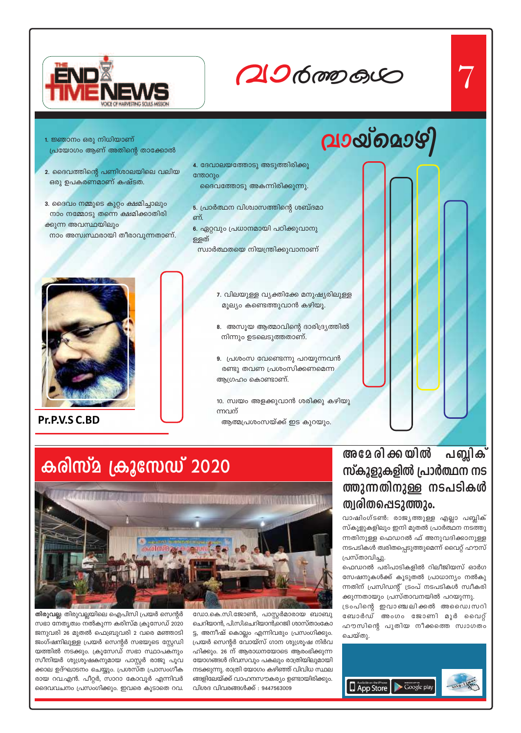# വായ്മൊഴി

1. ജ്ഞാനം ഒരു നിധിയാണ്
   പ്രയോഗം ആണ് അതിന്റെ താക്കോൽ

2. ദൈവത്തിന്റെ പണിശാലയിലെ വലിയ ഒരു ഉപകരണമാണ് കഷ്ടത.

3. ദൈവം നമ്മുടെ കുറ്റം ക്ഷമിച്ചാലും നാം നമ്മോടു തന്നെ ക്ഷമിക്കാതിരിക്കുന്ന അവസ്ഥയിലും
   നാം അസ്വസ്ഥരായി തീരാവുന്നതാണ്.

4. ദേവാലയത്തോടു അടുത്തിരിക്കുന്തോറും
   ദൈവത്തോടു അകന്നിരിക്കുന്നു.

5. പ്രാർത്ഥന വിശ്വാസത്തിന്റെ ശബ്ദമാണ്.

6. ഏറ്റവും പ്രധാനമായി പഠിക്കുവാനുള്ളത്
   സ്വാർത്ഥതയെ നിയന്ത്രിക്കുവാനാണ്

7. വിലയുള്ള വ്യക്തിക്കേ മനുഷ്യരിലുള്ള മൂല്യം കണ്ടെത്തുവാൻ കഴിയൂ.

8. അസൂയ ആത്മാവിന്റെ ദാരിദ്ര്യത്തിൽ നിന്നും ഉടലെടുത്തതാണ്.

9. പ്രശംസ വേണ്ടെന്നു പറയുന്നവൻ രണ്ടു തവണ പ്രശംസിക്കണമെന്ന ആഗ്രഹം കൊണ്ടാണ്.

10. സ്വയം അളക്കുവാൻ ശരിക്കു കഴിയുന്നവന്
    ആത്മപ്രശംസയ്ക്ക് ഇട കുറയും.

**Pr.P.V.S C.BD**

# കരിസ്മ ക്രൂസേഡ് 2020

**തിരുവല്ല:** തിരുവല്ലയിലെ ഐപിസി പ്രയർ സെന്റർ സഭാ നേതൃത്വം നൽകുന്ന കരിസ്മ ക്രൂസേഡ് 2020 ജനുവരി 26 മുതൽ ഫെബ്രുവരി 2 വരെ മഞ്ഞാടി ജംഗ്ഷനിലുള്ള പ്രയർ സെന്റർ സഭയുടെ സ്റ്റേഡിയത്തിൽ നടക്കും. ക്രൂസേഡ് സഭാ സ്ഥാപകനും സീനിയർ ശുശ്രൂഷകനുമായ പാസ്റ്റർ രാജു പൂവക്കാല ഉദ്ഘാടനം ചെയ്യും. പ്രശസ്ത പ്രാസംഗീകരായ റവ.എൻ. പീറ്റർ, സാറാ കോവൂർ എന്നിവർ ദൈവവചനം പ്രസംഗിക്കും. ഇവരെ കൂടാതെ റവ. ഡോ.കെ.സി.ജോൺ, പാസ്റ്റർമാരായ ബാബു ചെറിയാൻ, പി.സി.ചെറിയാൻ,റെജി ശാസ്താംകോട്ട, അനീഷ് കൊല്ലം എന്നിവരും പ്രസംഗിക്കും. പ്രയർ സെന്റർ വോയ്സ് ഗാന ശുശ്രൂഷ നിർവഹിക്കും. 26 ന് ആരാധനയോടെ ആരംഭിക്കുന്ന യോഗങ്ങൾ ദിവസവും പകലും രാത്രിയിലുമായി നടക്കുന്നു. രാത്രി യോഗം കഴിഞ്ഞ് വിവിധ സ്ഥലങ്ങളിലേയ്ക്ക് വാഹനസൗകര്യം ഉണ്ടായിരിക്കും. വിശദ വിവരങ്ങൾക്ക് : 9447563009

# അമേരിക്കയിൽ പബ്ലിക് സ്കൂളുകളിൽ പ്രാർത്ഥന നടത്തുന്നതിനുള്ള നടപടികൾ ത്വരിതപ്പെടുത്തും.

വാഷിംഗ്ടൺ: രാജ്യത്തുള്ള എല്ലാ പബ്ലിക് സ്കൂളുകളിലും ഇനി മുതൽ പ്രാർത്ഥന നടത്തുന്നതിനുള്ള ഫെഡറൽ ഫ് അനുവദിക്കാനുള്ള നടപടികൾ ത്വരിതപ്പെടുത്തുമെന്ന് വൈറ്റ് ഹൗസ് പ്രസ്താവിച്ചു.

ഫെഡറൽ പരിപാടികളിൽ റിലീജിയസ് ഓർഗസേഷനുകൾക്ക് കൂടുതൽ പ്രാധാന്യം നൽകുന്നതിന് പ്രസിഡന്റ് ട്രംപ് നടപടികൾ സ്വീകരിക്കുന്നതായും പ്രസ്താവനയിൽ പറയുന്നു. ട്രംപിന്റെ ഇവാഞ്ചലിക്കൽ അഡൈ്വസറി ബോർഡ് അംഗം ജോണി മൂർ വൈറ്റ് ഹൗസിന്റെ പുതിയ നീക്കത്തെ സ്വാഗതം ചെയ്തു.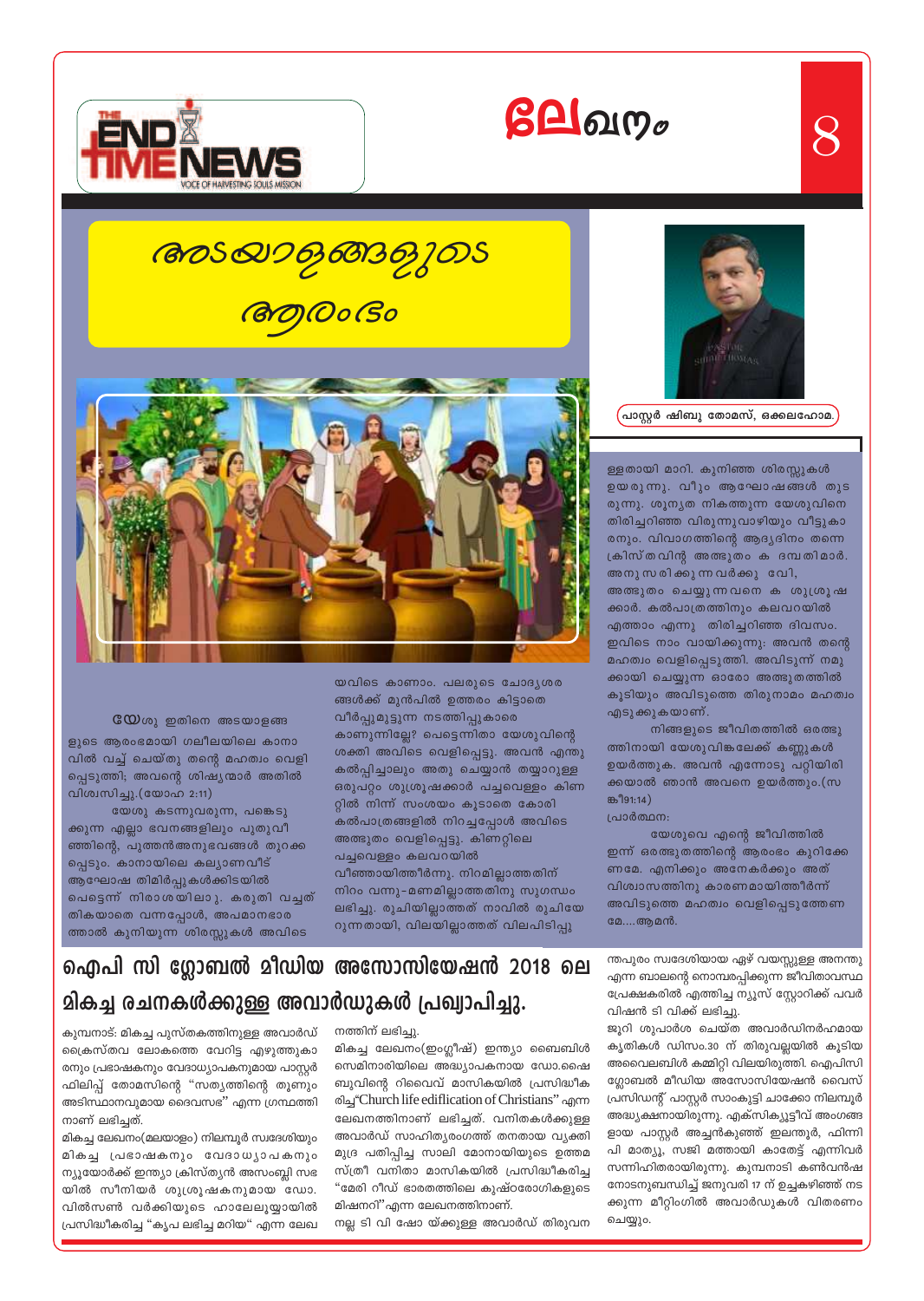# ലേഖനം

## അടയാളങ്ങളുടെ ആരംഭം

പാസ്റ്റർ ഷിബു തോമസ്, ഒക്കലഹോമ.

യേശു ഇതിനെ അടയാളങ്ങളുടെ ആരംഭമായി ഗലീലയിലെ കാനാവിൽ വച്ച് ചെയ്തു തന്റെ മഹത്വം വെളിപ്പെടുത്തി; അവന്റെ ശിഷ്യന്മാർ അതിൽ വിശ്വസിച്ചു.(യോഹ 2:11)

യേശു കടന്നുവരുന്ന, പങ്കെടുക്കുന്ന എല്ലാ ഭവനങ്ങളിലും പുതുവീഞ്ഞിന്റെ, പുത്തൻഅനുഭവങ്ങൾ തുറക്കപ്പെടും. കാനായിലെ കല്യാണവീട് ആഘോഷ തിമിർപ്പുകൾക്കിടയിൽ പെട്ടെന്ന് നിരാശയിലാ്യ. കരുതി വച്ചത് തികയാതെ വന്നപ്പോൾ, അപമാനഭാരത്താൽ കുനിയുന്ന ശിരസ്സുകൾ അവിടെയവിടെ കാണാം. പലരുടെ ചോദ്യശരങ്ങൾക്ക് മുൻപിൽ ഉത്തരം കിട്ടാതെ വീർപ്പുമുട്ടുന്ന നടത്തിപ്പുകാരെ കാണുന്നില്ലേ? പെട്ടെന്നിതാ യേശുവിന്റെ ശക്തി അവിടെ വെളിപ്പെട്ടു. അവൻ എന്തു കൽപ്പിച്ചാലും അതു ചെയ്യാൻ തയ്യാറുള്ള ഒരുപറ്റം ശുശ്രൂഷക്കാർ പച്ചവെള്ളം കിണറ്റിൽ നിന്ന് സംശയം കൂടാതെ കോരി കൽപാത്രങ്ങളിൽ നിറച്ചപ്പോൾ അവിടെ അത്ഭുതം വെളിപ്പെട്ടു. കിണറ്റിലെ പച്ചവെള്ളം കലവറയിൽ വീഞ്ഞായിത്തീർന്നു. നിറമില്ലാത്തതിന് നിറം വന്നു-മണമില്ലാത്തതിനു സുഗന്ധം ലഭിച്ചു. രുചിയില്ലാത്തത് നാവിൽ രുചിയേറുന്നതായി, വിലയില്ലാത്തത് വിലപിടിപ്പുള്ളതായി മാറി. കുനിഞ്ഞ ശിരസ്സുകൾ ഉയരുന്നു. വീണ്ടും ആഘോഷങ്ങൾ തുടരുന്നു. ശൂന്യത നികത്തുന്ന യേശുവിനെ തിരിച്ചറിഞ്ഞ വിരുന്നുവാഴിയും വീട്ടുകാരനും. വിവാഹത്തിന്റെ ആദ്യദിനം തന്നെ ക്രിസ്തവിന്റ അത്ഭുതം ക ദമ്പതിമാർ. അനുസരിക്കുന്നവർക്കു വേ, അത്ഭുതം ചെയ്യുന്നവനെ ക ശുശ്രൂഷക്കാർ. കൽപാത്രത്തിനും കലവറയിൽ എത്താം എന്നു തിരിച്ചറിഞ്ഞ ദിവസം. ഇവിടെ നാം വായിക്കുന്നു: അവൻ തന്റെ മഹത്വം വെളിപ്പെടുത്തി. അവിടുന്ന് നമുക്കായി ചെയ്യുന്ന ഓരോ അത്ഭുതത്തിൽ കൂടിയും അവിടുത്തെ തിരുനാമം മഹത്വം എടുക്കുകയാണ്.

നിങ്ങളുടെ ജീവിതത്തിൽ ഒരത്ഭുത്തിനായി യേശുവിങ്കലേക്ക് കണ്ണുകൾ ഉയർത്തുക. അവൻ എന്നോടു പറ്റിയിരിക്കയാൽ ഞാൻ അവനെ ഉയർത്തും.(സങ്കീ91:14)

പ്രാർത്ഥന:

യേശുവെ എന്റെ ജീവിതത്തിൽ ഇന്ന് ഒരത്ഭുതത്തിന്റെ ആരംഭം കുറിക്കേണമേ. എനിക്കും അനേകർക്കും അത് വിശ്വാസത്തിനു കാരണമായിത്തീർന്ന് അവിടുത്തെ മഹത്വം വെളിപ്പെടുത്തേണമേ....ആമേൻ.

## ഐപി സി ഗ്ലോബൽ മീഡിയ അസോസിയേഷൻ 2018 ലെ മികച്ച രചനകൾക്കുള്ള അവാർഡുകൾ പ്രഖ്യാപിച്ചു.

കുമ്പനാട്: മികച്ച പുസ്തകത്തിനുള്ള അവാർഡ് ക്രൈസ്തവ ലോകത്തെ വേറിട്ട എഴുത്തുകാരനും പ്രഭാഷകനും വേദാധ്യാപകനുമായ പാസ്റ്റർ ഫിലിപ്പ് തോമസിന്റെ "സത്യത്തിന്റെ തൂണും അടിസ്ഥാനവുമായ ദൈവസഭ" എന്ന ഗ്രന്ഥത്തിനാണ് ലഭിച്ചത്.

മികച്ച ലേഖനം(മലയാളം) നിലമ്പൂർ സ്വദേശിയും മികച്ച പ്രഭാഷകനും വേദാധ്യാപകനും ന്യൂയോർക്ക് ഇന്ത്യാ ക്രിസ്ത്യൻ അസംബ്ലി സഭയിൽ സീനിയർ ശുശ്രൂഷകനുമായ ഡോ. വിൽസൺ വർക്കിയുടെ ഹാലേലൂയ്യായിൽ പ്രസിദ്ധീകരിച്ച "കൃപ ലഭിച്ച മറിയ" എന്ന ലേഖനത്തിന് ലഭിച്ചു.

മികച്ച ലേഖനം(ഇംഗ്ലീഷ്) ഇന്ത്യാ ബൈബിൾ സെമിനാരിയിലെ അദ്ധ്യാപകനായ ഡോ.ഷൈബുവിന്റെ റിവൈവ് മാസികയിൽ പ്രസിദ്ധീകരിച്ച"Church life edification of Christians" എന്ന ലേഖനത്തിനാണ് ലഭിച്ചത്. വനിതകൾക്കുള്ള അവാർഡ് സാഹിത്യരംഗത്ത് തനതായ വ്യക്തിമുദ്ര പതിപ്പിച്ച സാലി മോനായിയുടെ ഉത്തമ സ്ത്രീ വനിതാ മാസികയിൽ പ്രസിദ്ധീകരിച്ച "മേരി റീഡ് ഭാരതത്തിലെ കുഷ്ഠരോഗികളുടെ മിഷനറി"എന്ന ലേഖനത്തിനാണ്.

നല്ല ടി വി ഷോ യ്ക്കുള്ള അവാർഡ് തിരുവനന്തപുരം സ്വദേശിയായ ഏഴ് വയസ്സുള്ള അനന്തു എന്ന ബാലന്റെ നൊമ്പരപ്പിക്കുന്ന ജീവിതാവസ്ഥ പ്രേക്ഷകരിൽ എത്തിച്ച ന്യൂസ് സ്റ്റോറിക്ക് പവർ വിഷൻ ടി വിക്ക് ലഭിച്ചു.

ജൂറി ശുപാർശ ചെയ്ത അവാർഡിനർഹമായ കൃതികൾ ഡിസം.30 ന് തിരുവല്ലയിൽ കൂടിയ അവൈലബിൾ കമ്മിറ്റി വിലയിരുത്തി. ഐപിസി ഗ്ലോബൽ മീഡിയ അസോസിയേഷൻ വൈസ് പ്രസിഡന്റ് പാസ്റ്റർ സാംകുട്ടി ചാക്കോ നിലമ്പൂർ അദ്ധ്യക്ഷനായിരുന്നു. എക്സിക്യൂട്ടീവ് അംഗങ്ങളായ പാസ്റ്റർ അച്ചൻകുഞ്ഞ് ഇലന്തൂർ, ഫിന്നി പി മാത്യു, സജി മത്തായി കാതേട്ട് എന്നിവർ സന്നിഹിതരായിരുന്നു. കുമ്പനാടി കൺവൻഷനോടനുബന്ധിച്ച് ജനുവരി 17 ന് ഉച്ചകഴിഞ്ഞ് നടക്കുന്ന മീറ്റിംഗിൽ അവാർഡുകൾ വിതരണം ചെയ്യും.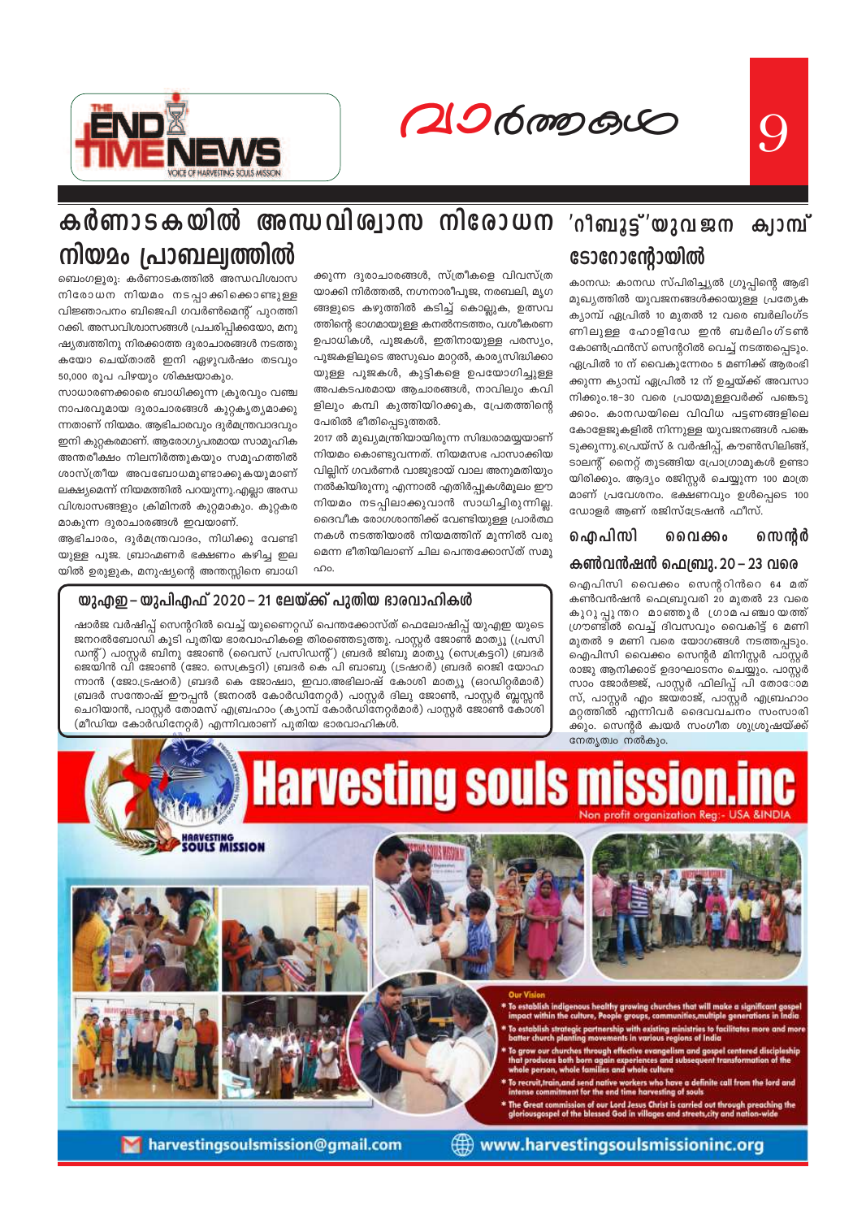# വാർത്തകൾ

## കർണാടകയിൽ അന്ധവിശ്വാസ നിരോധന നിയമം പ്രാബല്യത്തിൽ

ബെംഗളൂരു: കർണാടകത്തിൽ അന്ധവിശ്വാസ നിരോധന നിയമം നടപ്പാക്കിക്കൊണ്ടുള്ള വിജ്ഞാപനം ബിജെപി ഗവർൺമെന്റ് പുറത്തിറക്കി. അന്ധവിശ്വാസങ്ങൾ പ്രചരിപ്പിക്കയോ, മനുഷ്യത്വത്തിനു നിരക്കാത്ത ദുരാചാരങ്ങൾ നടത്തുകയോ ചെയ്താൽ ഇനി ഏഴുവർഷം തടവും 50,000 രൂപ പിഴയും ശിക്ഷയാകും.

സാധാരണക്കാരെ ബാധിക്കുന്ന ക്രൂരവും വഞ്ചനാപരവുമായ ദുരാചാരങ്ങൾ കുറ്റകൃത്യമാക്കുന്നതാണ് നിയമം. ആഭിചാരവും ദുർമന്ത്രവാദവും ഇനി കുറ്റകരമാണ്. ആരോഗ്യപരമായ സാമൂഹിക അന്തരീക്ഷം നിലനിർത്തുകയും സമൂഹത്തിൽ ശാസ്ത്രീയ അവബോധമുണ്ടാക്കുകയുമാണ് ലക്ഷ്യമെന്ന് നിയമത്തിൽ പറയുന്നു.എല്ലാ അന്ധവിശ്വാസങ്ങളും ക്രിമിനൽ കുറ്റമാകും. കുറ്റകരമാകുന്ന ദുരാചാരങ്ങൾ ഇവയാണ്.

ആഭിചാരം, ദുർമന്ത്രവാദം, നിധിക്കു വേണ്ടിയുള്ള പൂജ. ബ്രാഹ്മണർ ഭക്ഷണം കഴിച്ച ഇലയിൽ ഉരുളുക, മനുഷ്യന്റെ അന്തസ്സിനെ ബാധിക്കുന്ന ദുരാചാരങ്ങൾ, സ്ത്രീകളെ വിവസ്ത്രയാക്കി നിർത്തൽ, നഗ്നനാരീപൂജ, നരബലി, മൃഗങ്ങളുടെ കഴുത്തിൽ കടിച്ച് കൊല്ലുക, ഉത്സവത്തിന്റെ ഭാഗമായുള്ള കനൽനടത്തം, വശീകരണ ഉപാധികൾ, പൂജകൾ, ഇതിനായുള്ള പരസ്യം, പൂജകളിലൂടെ അസുഖം മാറ്റൽ, കാര്യസിദ്ധിക്കായുള്ള പൂജകൾ, കുട്ടികളെ ഉപയോഗിച്ചുള്ള അപകടകരമായ ആചാരങ്ങൾ, നാവിലും കവിളിലും കമ്പി കുത്തിയിറക്കുക, പ്രേതത്തിന്റെ പേരിൽ ഭീതിപ്പെടുത്തൽ.

2017 ൽ മുഖ്യമന്ത്രിയായിരുന്ന സിദ്ധരാമയ്യയാണ് നിയമം കൊണ്ടുവന്നത്. നിയമസഭ പാസാക്കിയ വില്ലിന് ഗവർണർ വാജുഭായ് വാല അനുമതിയും നൽകിയിരുന്നു എന്നാൽ എതിർപ്പുകൾമൂലം ഈ നിയമം നടപ്പിലാക്കുവാൻ സാധിച്ചിരുന്നില്ല. ദൈവീക രോഗശാന്തിക്ക് വേണ്ടിയുള്ള പ്രാർത്ഥനകൾ നടത്തിയാൽ നിയമത്തിന് മുന്നിൽ വരുമെന്ന ഭീതിയിലാണ് ചില പെന്തക്കോസ്ത് സമൂഹം.

## 'റീബൂട്ട്'യുവജന ക്യാമ്പ് ടോറോന്റോയിൽ

കാനഡ: കാനഡ സ്പിരിച്ച്വൽ ഗ്രൂപ്പിന്റെ ആഭിമുഖ്യത്തിൽ യുവജനങ്ങൾക്കായുള്ള പ്രത്യേക ക്യാമ്പ് ഏപ്രിൽ 10 മുതൽ 12 വരെ ബർലിംഗ്ടണിലുള്ള ഹോളിഡേ ഇൻ ബർലിംഗ്ടൺ കോൺഫ്രൻസ് സെന്ററിൽ വെച്ച് നടത്തപ്പെടും. ഏപ്രിൽ 10 ന് വൈകുന്നേരം 5 മണിക്ക് ആരംഭിക്കുന്ന ക്യാമ്പ് ഏപ്രിൽ 12 ന് ഉച്ചയ്ക്ക് അവസാനിക്കും.18–30 വരെ പ്രായമുള്ളവർക്ക് പങ്കെടുക്കാം. കാനഡയിലെ വിവിധ പട്ടണങ്ങളിലെ കോളേജുകളിൽ നിന്നുള്ള യുവജനങ്ങൾ പങ്കെടുക്കുന്നു.പ്രെയ്സ് & വർഷിപ്പ്, കൗൺസിലിങ്, ടാലന്റ് നൈറ്റ് തുടങ്ങിയ പ്രോഗ്രാമുകൾ ഉണ്ടായിരിക്കും. ആദ്യം രജിസ്റ്റർ ചെയ്യുന്ന 100 മാത്രമാണ് പ്രവേശനം. ഭക്ഷണവും ഉൾപ്പെടെ 100 ഡോളർ ആണ് രജിസ്ട്രേഷൻ ഫീസ്.

## ഐപിസി വൈക്കം സെന്റർ കൺവൻഷൻ ഫെബ്രു. 20 – 23 വരെ

ഐപിസി വൈക്കം സെന്ററിൻറെ 64 മത് കൺവൻഷൻ ഫെബ്രുവരി 20 മുതൽ 23 വരെ കുറുപ്പുന്തറ മാഞ്ഞൂർ ഗ്രാമപഞ്ചായത്ത് ഗ്രൗണ്ടിൽ വെച്ച് ദിവസവും വൈകിട്ട് 6 മണി മുതൽ 9 മണി വരെ യോഗങ്ങൾ നടത്തപ്പെടും. ഐപിസി വൈക്കം സെന്റർ മിനിസ്റ്റർ പാസ്റ്റർ രാജു ആനിക്കാട് ഉദ്ഘാടനം ചെയ്യും. പാസ്റ്റർ സാം ജോർജ്ജ്, പാസ്റ്റർ ഫിലിപ്പ് പി തോമസ്, പാസ്റ്റർ എം ജയരാജ്, പാസ്റ്റർ എബ്രഹാം മറ്റത്തിൽ എന്നിവർ ദൈവവചനം സംസാരിക്കും. സെന്റർ ക്വയർ സംഗീത ശുശ്രൂഷയ്ക്ക് നേതൃത്വം നൽകും.

## യുഎഇ – യുപിഎഫ് 2020 – 21 ലേയ്ക്ക് പുതിയ ഭാരവാഹികൾ

ഷാർജ വർഷിപ്പ് സെന്ററിൽ വെച്ച് യൂണൈറ്റഡ് പെന്തക്കോസ്ത് ഫെലോഷിപ്പ് യുഎഇ യുടെ ജനറൽബോഡി കൂടി പുതിയ ഭാരവാഹികളെ തിരഞ്ഞെടുത്തു. പാസ്റ്റർ ജോൺ മാത്യൂ (പ്രസിഡന്റ്) പാസ്റ്റർ ബിനു ജോൺ (വൈസ് പ്രസിഡന്റ്) ബ്രദർ ജിബു മാത്യു (സെക്രട്ടറി) ബ്രദർ ജെയിൻ വി ജോൺ (ജോ. സെക്രട്ടറി) ബ്രദർ കെ പി ബാബു (ട്രഷറർ) ബ്രദർ റെജി യോഹന്നാൻ (ജോ.ട്രഷറർ) ബ്രദർ കെ ജോഷ്വാ, ഇവാ.അഭിലാഷ് കോശി മാത്യു (ഓഡിറ്റർമാർ) ബ്രദർ സന്തോഷ് ഈപ്പൻ (ജനറൽ കോർഡിനേറ്റർ) പാസ്റ്റർ ദിലു ജോൺ, പാസ്റ്റർ ബ്ലസ്സൻ ചെറിയാൻ, പാസ്റ്റർ തോമസ് എബ്രഹാം (ക്യാമ്പ് കോർഡിനേറ്റർമാർ) പാസ്റ്റർ ജോൺ കോശി (മീഡിയ കോർഡിനേറ്റർ) എന്നിവരാണ് പുതിയ ഭാരവാഹികൾ.

## Harvesting souls mission.inc

Non profit organization Reg:- USA &INDIA

**Our Vision**

* To establish indigenous healthy growing churches that will make a significant gospel impact within the culture, People groups, communities,multiple generations in India
* To establish strategic partnership with existing ministries to facilitates more and more batter church planting movements in various regions of India
* To grow our churches through effective evangelism and gospel centered discipleship that produces both born again experiences and subsequent transformation of the whole person, whole families and whole culture
* To recruit,train,and send native workers who have a definite call from the lord and intense commitment for the end time harvesting of souls
* The Great commission of our Lord Jesus Christ is carried out through preaching the glorious gospel of the blessed God in villages and streets,city and nation-wide

harvestingsoulsmission@gmail.com

www.harvestingsoulsmissioninc.org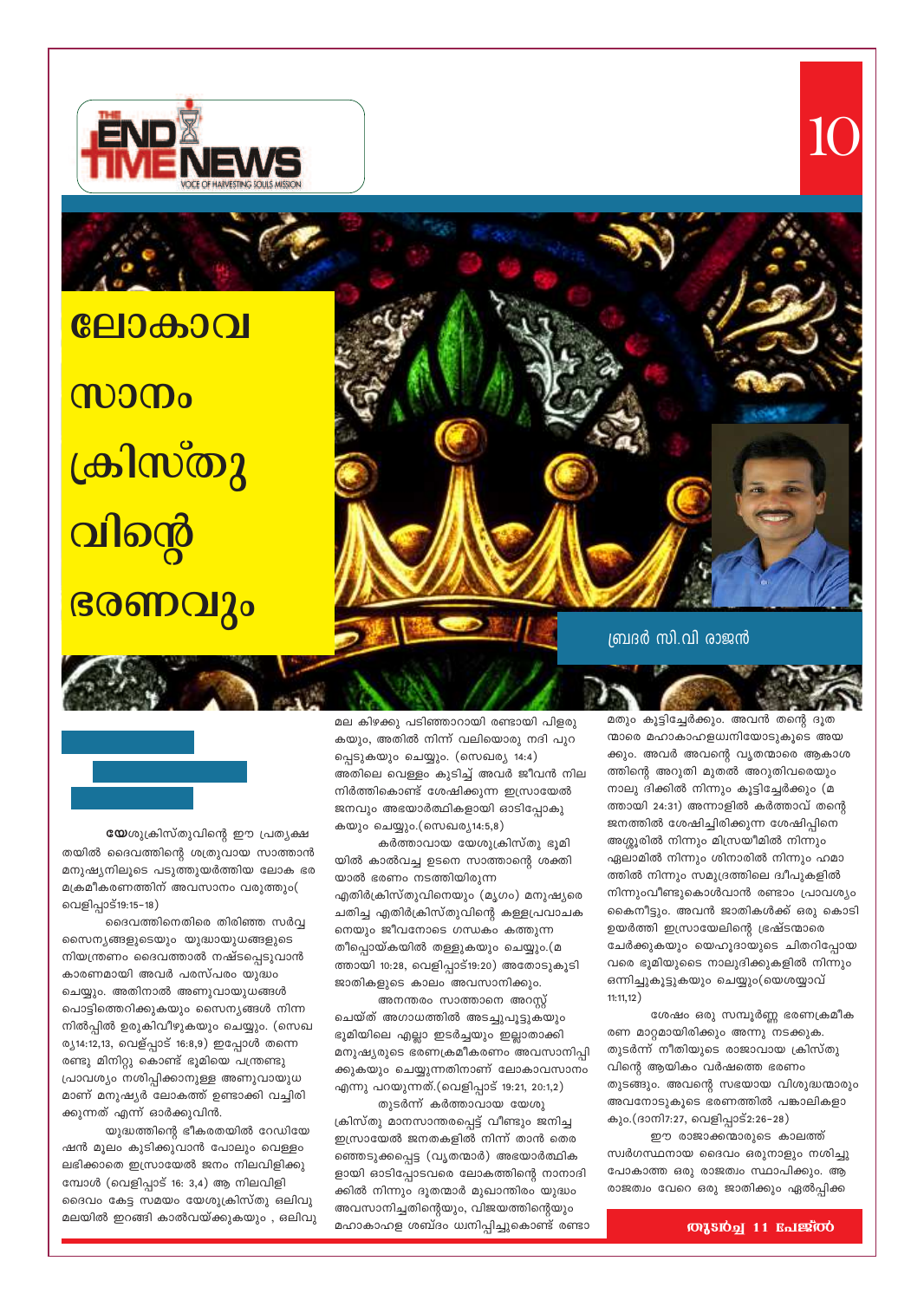# ലോകാവസാനം ക്രിസ്തുവിന്റെ ഭരണവും

ബ്രദർ സി.വി രാജൻ

**യേ**ശുക്രിസ്തുവിന്റെ ഈ പ്രത്യക്ഷതയിൽ ദൈവത്തിന്റെ ശത്രുവായ സാത്താൻ മനുഷ്യനിലൂടെ പടുത്തുയർത്തിയ ലോക ഭരമക്രമീകരണത്തിന് അവസാനം വരുത്തും( വെളിപ്പാട്19:15-18)

ദൈവത്തിനെതിരെ തിരിഞ്ഞ സർവ്വ സൈന്യങ്ങളുടെയും യുദ്ധായുധങ്ങളുടെ നിയന്ത്രണം ദൈവത്താൽ നഷ്ടപ്പെടുവാൻ കാരണമായി അവർ പരസ്പരം യുദ്ധം ചെയ്യും. അതിനാൽ അണുവായുധങ്ങൾ പൊട്ടിത്തെറിക്കുകയും സൈന്യങ്ങൾ നിന്ന നിൽപ്പിൽ ഉരുകിവീഴുകയും ചെയ്യും. (സെഖര്യ14:12,13, വെള്പ്പാട് 16:8,9) ഇപ്പോൾ തന്നെ രണ്ടു മിനിറ്റു കൊണ്ട് ഭൂമിയെ പന്ത്രണ്ടു പ്രാവശ്യം നശിപ്പിക്കാനുള്ള അണുവായുധമാണ് മനുഷ്യർ ലോകത്ത് ഉണ്ടാക്കി വച്ചിരിക്കുന്നത് എന്ന് ഓർക്കുവിൻ.

യുദ്ധത്തിന്റെ ഭീകരതയിൽ റേഡിയേഷൻ മൂലം കുടിക്കുവാൻ പോലും വെള്ളം ലഭിക്കാതെ ഇസ്രായേൽ ജനം നിലവിളിക്കുമ്പോൾ (വെളിപ്പാട് 16: 3,4) ആ നിലവിളി ദൈവം കേട്ട സമയം യേശുക്രിസ്തു ഒലിവു മലയിൽ ഇറങ്ങി കാൽവയ്ക്കുകയും , ഒലിവു മല കിഴക്കു പടിഞ്ഞാറായി രണ്ടായി പിളരുകയും, അതിൽ നിന്ന് വലിയൊരു നദി പുറപ്പെടുകയും ചെയ്യും. (സെഖര്യ 14:4) അതിലെ വെള്ളം കുടിച്ച് അവർ ജീവൻ നില നിർത്തികൊണ്ട് ശേഷിക്കുന്ന ഇസ്രായേൽ ജനവും അഭയാർത്ഥികളായി ഓടിപ്പോകുകയും ചെയ്യും.(സെഖര്യ14:5,8)

കർത്താവായ യേശുക്രിസ്തു ഭൂമിയിൽ കാൽവച്ച ഉടനെ സാത്താന്റെ ശക്തിയാൽ ഭരണം നടത്തിയിരുന്ന എതിർക്രിസ്തുവിനെയും (മൃഗം) മനുഷ്യരെ ചതിച്ച എതിർക്രിസ്തുവിന്റെ കള്ളപ്രവാചകനെയും ജീവനോടെ ഗന്ധകം കത്തുന്ന തീപ്പൊയ്കയിൽ തള്ളുകയും ചെയ്യും.(മത്തായി 10:28, വെളിപ്പാട്19:20) അതോടുകൂടി ജാതികളുടെ കാലം അവസാനിക്കും.

അനന്തരം സാത്താനെ അറസ്റ്റ് ചെയ്ത് അഗാധത്തിൽ അടച്ചുപൂട്ടുകയും ഭൂമിയിലെ എല്ലാ ഇടർച്ചയും ഇല്ലാതാക്കി മനുഷ്യരുടെ ഭരണക്രമീകരണം അവസാനിപ്പിക്കുകയും ചെയ്യുന്നതിനാണ് ലോകാവസാനം എന്നു പറയുന്നത്.(വെളിപ്പാട് 19:21, 20:1,2)

തുടർന്ന് കർത്താവായ യേശു ക്രിസ്തു മാനസാന്തരപ്പെട്ട് വീണ്ടും ജനിച്ച ഇസ്രായേൽ ജനതകളിൽ നിന്ന് താൻ തെരഞ്ഞെടുക്കപ്പെട്ട (വൃതന്മാർ) അഭയാർത്ഥികളായി ഓടിപ്പോടവരെ ലോകത്തിന്റെ നാനാദിക്കിൽ നിന്നും ദൂതന്മാർ മുഖാന്തിരം യുദ്ധം അവസാനിച്ചതിന്റെയും, വിജയത്തിന്റെയും മഹാകാഹള ശബ്ദം ധ്വനിപ്പിച്ചുകൊണ്ട് രണ്ടാമതും കൂട്ടിച്ചേർക്കും. അവൻ തന്റെ ദൂതന്മാരെ മഹാകാഹളധ്വനിയോടുകൂടെ അയക്കും. അവർ അവന്റെ വൃതന്മാരെ ആകാശത്തിന്റെ അറുതി മുതൽ അറുതിവരെയും നാലു ദിക്കിൽ നിന്നും കൂട്ടിച്ചേർക്കും (മത്തായി 24:31) അന്നാളിൽ കർത്താവ് തന്റെ ജനത്തിൽ ശേഷിച്ചിരിക്കുന്ന ശേഷിപ്പിനെ അശ്ശൂരിൽ നിന്നും മിസ്രയീമിൽ നിന്നും ഏലാമിൽ നിന്നും ശിനാരിൽ നിന്നും ഹമാത്തിൽ നിന്നും സമുദ്രത്തിലെ ദ്വീപുകളിൽ നിന്നുംവീണ്ടുകൊൾവാൻ രണ്ടാം പ്രാവശ്യം കൈനീട്ടും. അവൻ ജാതികൾക്ക് ഒരു കൊടി ഉയർത്തി ഇസ്രായേലിന്റെ ഭ്രഷ്ടന്മാരെ ചേർക്കുകയും യെഹൂദയുടെ ചിതറിപ്പോയവരെ ഭൂമിയുടെ നാലുദിക്കുകളിൽ നിന്നും ഒന്നിച്ചുകൂട്ടുകയും ചെയ്യും(യെശയ്യാവ് 11:11,12)

ശേഷം ഒരു സമ്പൂർണ്ണ ഭരണക്രമീകരണ മാറ്റമായിരിക്കും അന്നു നടക്കുക. തുടർന്ന് നീതിയുടെ രാജാവായ ക്രിസ്തുവിന്റെ ആയിരം വർഷത്തെ ഭരണം തുടങ്ങും. അവന്റെ സഭയായ വിശുദ്ധന്മാരും അവനോടുകൂടെ ഭരണത്തിൽ പങ്കാളികളാകും.(ദാനി7:27, വെളിപ്പാട്2:26-28)

ഈ രാജാക്കന്മാരുടെ കാലത്ത് സ്വർഗസ്ഥനായ ദൈവം ഒരുനാളും നശിച്ചു പോകാത്ത ഒരു രാജത്വം സ്ഥാപിക്കും. ആ രാജത്വം വേറെ ഒരു ജാതിക്കും ഏൽപ്പിക്ക

തുടർച്ച 11 പേജിൽ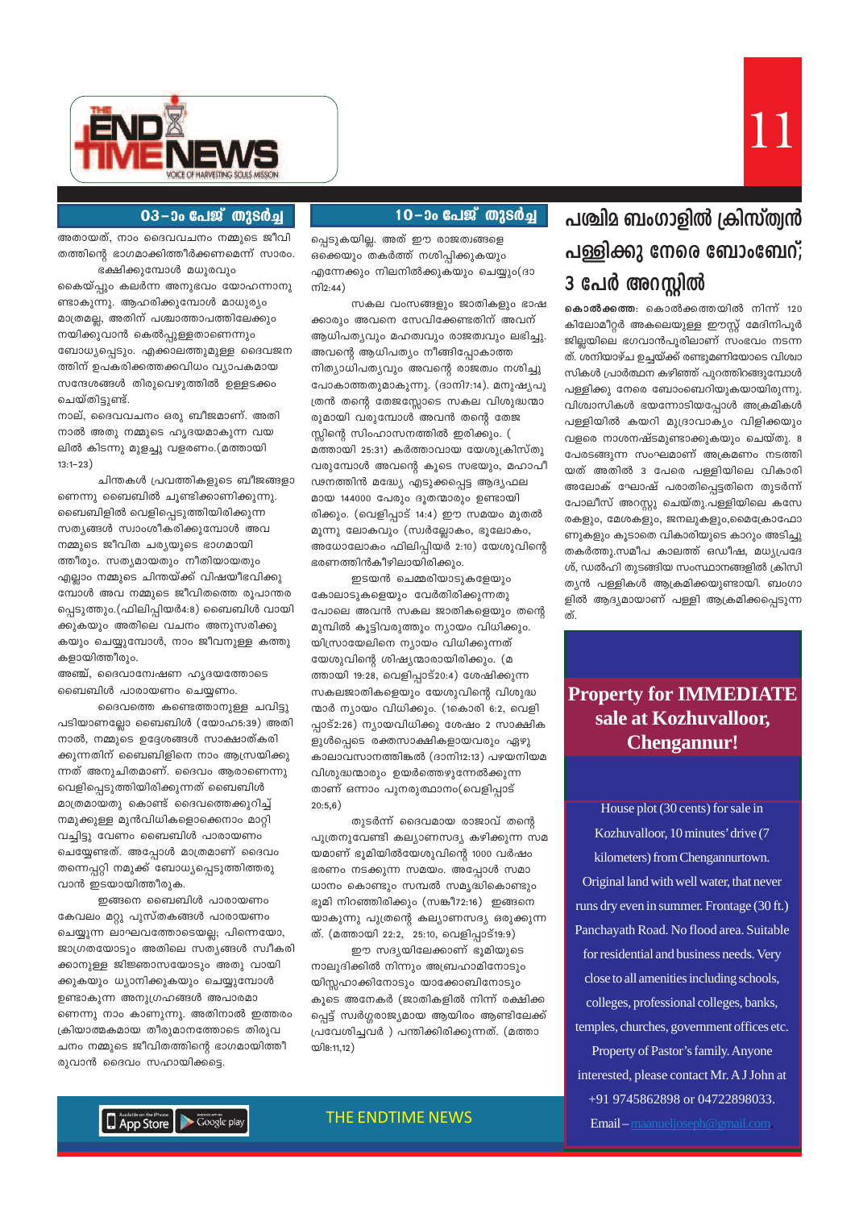## 03-ാം പേജ് തുടർച്ച

അതായത്, നാം ദൈവവചനം നമ്മുടെ ജീവിതത്തിന്റെ ഭാഗമാക്കിത്തീർക്കണമെന്ന് സാരം.

ഭക്ഷിക്കുമ്പോൾ മധുരവും കൈയ്പ്പും കലർന്ന അനുഭവം യോഹന്നാനുണ്ടാകുന്നു. ആഹരിക്കുമ്പോൾ മാധുര്യം മാത്രമല്ല, അതിന് പശ്ചാത്താപത്തിലേക്കും നയിക്കുവാൻ കെൽപ്പുള്ളതാണെന്നും ബോധ്യപ്പെടും. എക്കാലത്തുമുള്ള ദൈവജനത്തിന് ഉപകരിക്കത്തക്കവിധം വ്യാപകമായ സന്ദേശങ്ങൾ തിരുവെഴുത്തിൽ ഉള്ളടക്കം ചെയ്തിട്ടുണ്ട്.

നാല്, ദൈവവചനം ഒരു ബീജമാണ്. അതിനാൽ അതു നമ്മുടെ ഹൃദയമാകുന്ന വയലിൽ കിടന്നു മുളച്ചു വളരണം.(മത്തായി 13:1-23)

ചിന്തകൾ പ്രവർത്തികളുടെ ബീജങ്ങളാണെന്നു ബൈബിൾ ചൂണ്ടിക്കാണിക്കുന്നു. ബൈബിളിൽ വെളിപ്പെടുത്തിയിരിക്കുന്ന സത്യങ്ങൾ സ്വാംശീകരിക്കുമ്പോൾ അവ നമ്മുടെ ജീവിത ചര്യയുടെ ഭാഗമായിത്തീരും. സത്യമായതും നീതിയായതും എല്ലാം നമ്മുടെ ചിന്തയ്ക്ക് വിഷയീഭവിക്കുമ്പോൾ അവ നമ്മുടെ ജീവിതത്തെ രൂപാന്തരപ്പെടുത്തും.(ഫിലിപ്പിയർ4:8) ബൈബിൾ വായിക്കുകയും അതിലെ വചനം അനുസരിക്കുകയും ചെയ്യുമ്പോൾ, നാം ജീവനുള്ള കത്തുകളായിത്തീരും.

അഞ്ച്, ദൈവാന്വേഷണ ഹൃദയത്തോടെ ബൈബിൾ പാരായണം ചെയ്യണം.

ദൈവത്തെ കണ്ടെത്താനുള്ള ചവിട്ടുപടിയാണല്ലോ ബൈബിൾ (യോഹ5:39) അതിനാൽ, നമ്മുടെ ഉദ്ദേശങ്ങൾ സാക്ഷാത്കരിക്കുന്നതിന് ബൈബിളിനെ നാം ആശ്രയിക്കുന്നത് അനുചിതമാണ്. ദൈവം ആരാണെന്നു വെളിപ്പെടുത്തിയിരിക്കുന്നത് ബൈബിൾ മാത്രമായതു കൊണ്ട് ദൈവത്തെക്കുറിച്ച് നമുക്കുള്ള മുൻവിധികളൊക്കെയും മാറ്റിവച്ചിട്ടു വേണം ബൈബിൾ പാരായണം ചെയ്യേണ്ടത്. അപ്പോൾ മാത്രമാണ് ദൈവം തന്നെപ്പറ്റി നമുക്ക് ബോധ്യപ്പെടുത്തിത്തരുവാൻ ഇടയായിത്തീരുക.

ഇങ്ങനെ ബൈബിൾ പാരായണം കേവലം മറ്റു പുസ്തകങ്ങൾ പാരായണം ചെയ്യുന്ന ലാഘവത്തോടെയല്ല; പിന്നെയോ, ജാഗ്രതയോടും അതിലെ സത്യങ്ങൾ സ്വീകരിക്കാനുള്ള ജിജ്ഞാസയോടും അതു വായിക്കുകയും ധ്യാനിക്കുകയും ചെയ്യുമ്പോൾ ഉണ്ടാകുന്ന അനുഗ്രഹങ്ങൾ അപാരമാണെന്നു നാം കാണുന്നു. അതിനാൽ ഇത്തരം ക്രിയാത്മകമായ തീരുമാനത്തോടെ തിരുവചനം നമ്മുടെ ജീവിതത്തിന്റെ ഭാഗമായിത്തീരുവാൻ ദൈവം സഹായിക്കട്ടെ.

## 10-ാം പേജ് തുടർച്ച

പ്പെടുകയില്ല. അത് ഈ രാജത്വങ്ങളെ ഒക്കെയും തകർത്ത് നശിപ്പിക്കുകയും എന്നേക്കും നിലനിൽക്കുകയും ചെയ്യും(ദാനി2:44)

സകല വംശങ്ങളും ജാതികളും ഭാഷക്കാരും അവനെ സേവിക്കേണ്ടതിന് അവന് ആധിപത്യവും മഹത്വവും രാജത്വവും ലഭിച്ചു. അവന്റെ ആധിപത്യം നീങ്ങിപ്പോകാത്ത നിത്യാധിപത്യവും അവന്റെ രാജത്വം നശിച്ചുപോകാത്തതുമാകുന്നു. (ദാനി7:14). മനുഷ്യപുത്രൻ തന്റെ തേജസ്സോടെ സകല വിശുദ്ധന്മാരുമായി വരുമ്പോൾ അവൻ തന്റെ തേജസ്സിന്റെ സിംഹാസനത്തിൽ ഇരിക്കും. ( മത്തായി 25:31) കർത്താവായ യേശുക്രിസ്തു വരുമ്പോൾ അവന്റെ കൂടെ സഭയും, മഹാപീഢനത്തിൻ മദ്ധ്യേ എടുക്കപ്പെട്ട ആദ്യഫലമായ 144000 പേരും ദൂതന്മാരും ഉണ്ടായിരിക്കും. (വെളിപ്പാട് 14:4) ഈ സമയം മുതൽ മൂന്നു ലോകവും (സ്വർല്ലോകം, ഭൂലോകം, അധോലോകം ഫിലിപ്പിയർ 2:10) യേശുവിന്റെ ഭരണത്തിൻകീഴിലായിരിക്കും.

ഇടയൻ ചെമ്മരിയാടുകളേയും കോലാടുകളെയും വേർതിരിക്കുന്നതു പോലെ അവൻ സകല ജാതികളെയും തന്റെ മുമ്പിൽ കൂട്ടിവരുത്തും ന്യായം വിധിക്കും. യിസ്രായേലിനെ ന്യായം വിധിക്കുന്നത് യേശുവിന്റെ ശിഷ്യന്മാരായിരിക്കും. (മത്തായി 19:28, വെളിപ്പാട്20:4) ശേഷിക്കുന്ന സകലജാതികളെയും യേശുവിന്റെ വിശുദ്ധന്മാർ ന്യായം വിധിക്കും. (1കൊരി 6:2, വെളിപ്പാട്2:26) ന്യായവിധിക്കു ശേഷം 2 സാക്ഷികളുൾപ്പെടെ രക്തസാക്ഷികളായവരും ഏഴു കാലാവസാനത്തികൽ (ദാനി12:13) പഴയനിയമ വിശുദ്ധന്മാരും ഉയർത്തെഴുന്നേൽക്കുന്നതാണ് ഒന്നാം പുനരുത്ഥാനം(വെളിപ്പാട് 20:5,6)

തുടർന്ന് ദൈവമായ രാജാവ് തന്റെ പുത്രനുവേണ്ടി കല്യാണസദ്യ കഴിക്കുന്ന സമയമാണ് ഭൂമിയിൽയേശുവിന്റെ 1000 വർഷം ഭരണം നടക്കുന്ന സമയം. അപ്പോൾ സമാധാനം കൊണ്ടും സമ്പൽ സമൃദ്ധികൊണ്ടും ഭൂമി നിറഞ്ഞിരിക്കും (സങ്കീ72:16) ഇങ്ങനെയാകുന്നു പുത്രന്റെ കല്യാണസദ്യ ഒരുക്കുന്നത്. (മത്തായി 22:2, 25:10, വെളിപ്പാട്19:9)

ഈ സദ്യയിലേക്കാണ് ഭൂമിയുടെ നാലുദിക്കിൽ നിന്നും അബ്രഹാമിനോടും യിസ്സഹാക്കിനോടും യാക്കോബിനോടും കൂടെ അനേകർ (ജാതികളിൽ നിന്ന് രക്ഷിക്കപ്പെട്ട് സ്വർഗ്ഗരാജ്യമായ ആയിരം ആണ്ടിലേക്ക് പ്രവേശിച്ചവർ ) പന്തിക്കിരിക്കുന്നത്. (മത്തായി8:11,12)

# പശ്ചിമ ബംഗാളിൽ ക്രിസ്ത്യൻ പള്ളിക്കു നേരെ ബോംബേറ്; 3 പേർ അറസ്റ്റിൽ

**കൊൽക്കത്ത:** കൊൽക്കത്തയിൽ നിന്ന് 120 കിലോമീറ്റർ അകലെയുള്ള ഈസ്റ്റ് മേദിനിപൂർ ജില്ലയിലെ ഭഗവാൻപൂരിലാണ് സംഭവം നടന്നത്. ശനിയാഴ്ച ഉച്ചയ്ക്ക് രണ്ടുമണിയോടെ വിശ്വാസികൾ പ്രാർത്ഥന കഴിഞ്ഞ് പുറത്തിറങ്ങുമ്പോൾ പള്ളിക്കു നേരെ ബോംബെറിയുകയായിരുന്നു. വിശ്വാസികൾ ഭയന്നോടിയപ്പോൾ അക്രമികൾ പള്ളിയിൽ കയറി മുദ്രാവാക്യം വിളിക്കയും വളരെ നാശനഷ്ടമുണ്ടാക്കുകയും ചെയ്തു. 8 പേരടങ്ങുന്ന സംഘമാണ് അക്രമണം നടത്തിയത് അതിൽ 3 പേരെ പള്ളിയിലെ വികാരി അലോക് ഘോഷ് പരാതിപ്പെട്ടതിനെ തുടർന്ന് പോലീസ് അറസ്റ്റു ചെയ്തു.പള്ളിയിലെ കസേരകളും, മേശകളും, ജനലുകളും,മൈക്രോഫോണുകളും കൂടാതെ വികാരിയുടെ കാറും അടിച്ചു തകർത്തു.സമീപ കാലത്ത് ഒഡീഷ, മധ്യപ്രദേശ്, ഡൽഹി തുടങ്ങിയ സംസ്ഥാനങ്ങളിൽ ക്രിസ്ത്യൻ പള്ളികൾ ആക്രമിക്കയുണ്ടായി. ബംഗാളിൽ ആദ്യമായാണ് പള്ളി ആക്രമിക്കപ്പെടുന്നത്.

## Property for IMMEDIATE sale at Kozhuvalloor, Chengannur!

House plot (30 cents) for sale in Kozhuvalloor, 10 minutes' drive (7 kilometers) from Chengannurtown. Original land with well water, that never runs dry even in summer. Frontage (30 ft.) Panchayath Road. No flood area. Suitable for residential and business needs. Very close to all amenities including schools, colleges, professional colleges, banks, temples, churches, government offices etc. Property of Pastor's family. Anyone interested, please contact Mr. A J John at +91 9745862898 or 04722898033. Email – maanueljoseph@gmail.com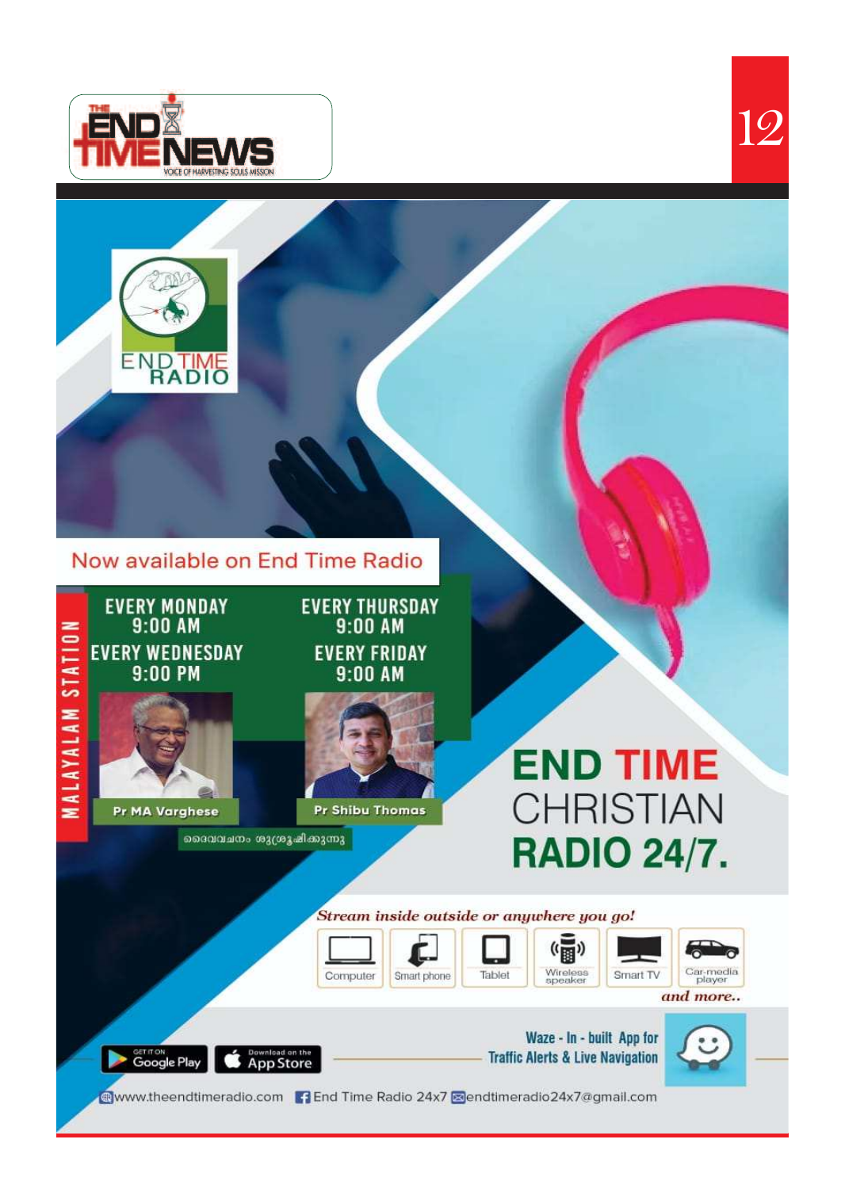END TIME RADIO

Now available on End Time Radio

MALAYALAM STATION

EVERY MONDAY
9:00 AM

EVERY WEDNESDAY
9:00 PM

Pr MA Varghese

EVERY THURSDAY
9:00 AM

EVERY FRIDAY
9:00 AM

Pr Shibu Thomas

ദൈവവചനം ശുശ്രൂഷിക്കുന്നു

# END TIME CHRISTIAN RADIO 24/7.

*Stream inside outside or anywhere you go!*

Computer | Smart phone | Tablet | Wireless speaker | Smart TV | Car-media player

*and more..*

GET IT ON Google Play | Download on the App Store

Waze - In - built App for Traffic Alerts & Live Navigation

www.theendtimeradio.com | End Time Radio 24x7 | endtimeradio24x7@gmail.com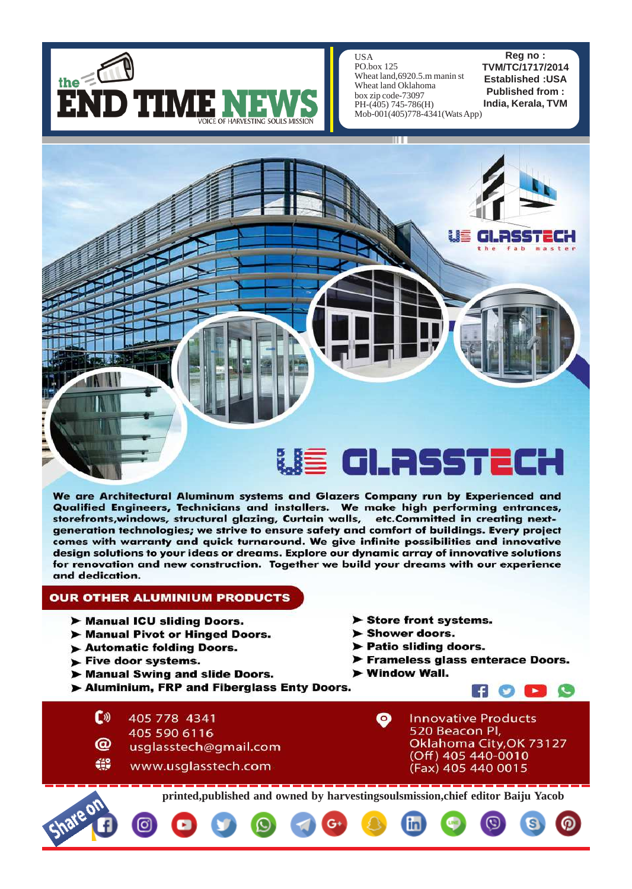the END TIME NEWS

VOICE OF HARVESTING SOULS MISSION

USA
PO.box 125
Wheat land,6920.5.m manin st
Wheat land Oklahoma
box zip code-73097
PH-(405) 745-786(H)
Mob-001(405)778-4341(Wats App)

**Reg no : TVM/TC/1717/2014**
**Established :USA**
**Published from : India, Kerala, TVM**

US GLASSTECH
the fab master

# US GLASSTECH

**We are Architectural Aluminum systems and Glazers Company run by Experienced and Qualified Engineers, Technicians and installers. We make high performing entrances, storefronts,windows, structural glazing, Curtain walls, etc.Committed in creating next-generation technologies; we strive to ensure safety and comfort of buildings. Every project comes with warranty and quick turnaround. We give infinite possibilities and innovative design solutions to your ideas or dreams. Explore our dynamic array of innovative solutions for renovation and new construction. Together we build your dreams with our experience and dedication.**

## OUR OTHER ALUMINIUM PRODUCTS

- **Manual ICU sliding Doors.**
- **Manual Pivot or Hinged Doors.**
- **Automatic folding Doors.**
- **Five door systems.**
- **Manual Swing and slide Doors.**
- **Aluminium, FRP and Fiberglass Enty Doors.**
- **Store front systems.**
- **Shower doors.**
- **Patio sliding doors.**
- **Frameless glass enterace Doors.**
- **Window Wall.**

405 778 4341
405 590 6116
usglasstech@gmail.com
www.usglasstech.com

Innovative Products
520 Beacon Pl,
Oklahoma City,OK 73127
(Off) 405 440-0010
(Fax) 405 440 0015

**printed,published and owned by harvestingsoulsmission,chief editor Baiju Yacob**

Share on